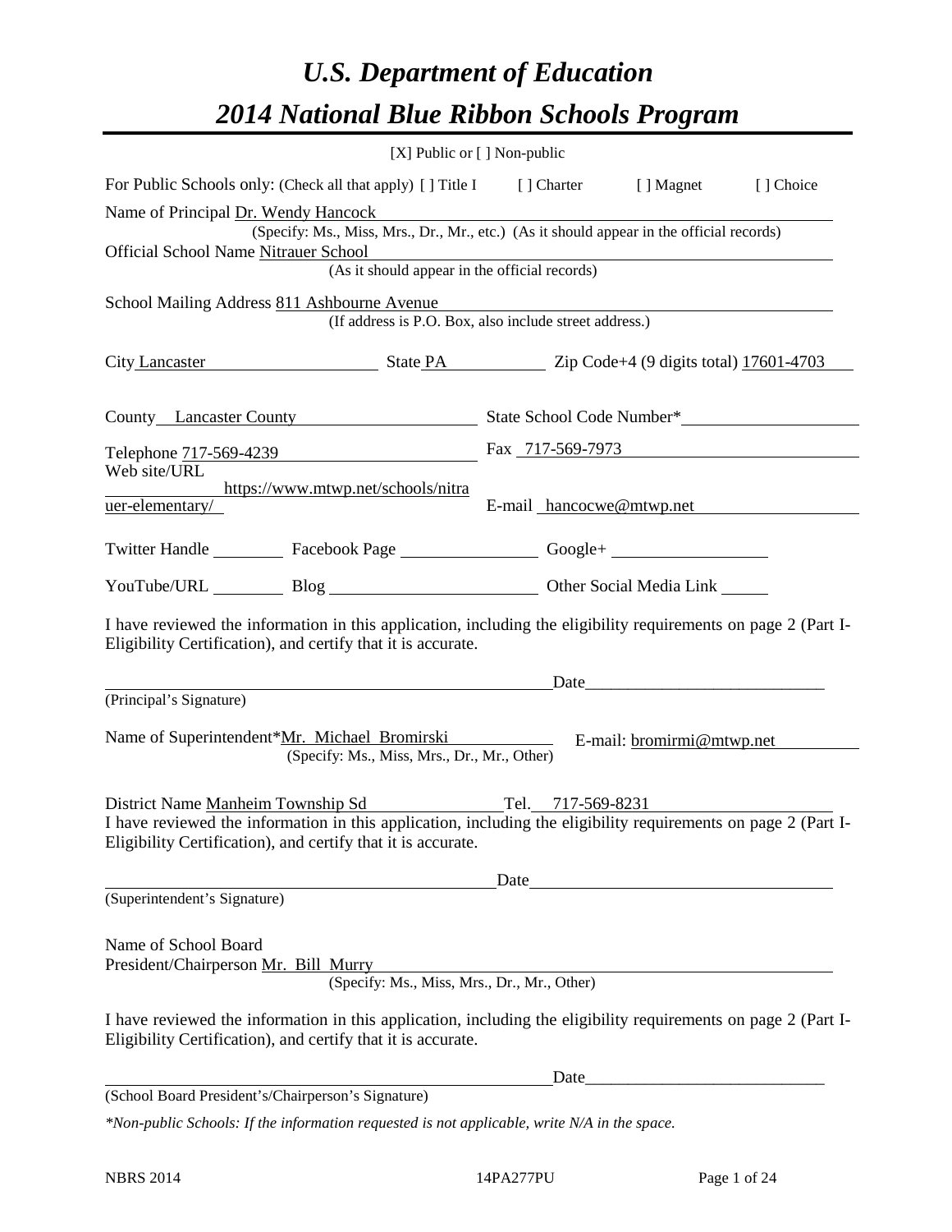# *U.S. Department of Education*

# *2014 National Blue Ribbon Schools Program*

[X] Public or [ ] Non-public

For Public Schools only: (Check all that apply) [ ] Title I [ ] Charter [ ] Magnet [ ] Choice

Name of Principal Dr. Wendy Hancock
(Specify: Ms., Miss, Mrs., Dr., Mr., etc.) (As it should appear in the official records)

Official School Name Nitrauer School
(As it should appear in the official records)

School Mailing Address 811 Ashbourne Avenue
(If address is P.O. Box, also include street address.)

City Lancaster State PA Zip Code+4 (9 digits total) 17601-4703

County Lancaster County State School Code Number*

Telephone 717-569-4239 Fax 717-569-7973

Web site/URL https://www.mtwp.net/schools/nitrauer-elementary/ E-mail hancocwe@mtwp.net

Twitter Handle Facebook Page Google+

YouTube/URL Blog Other Social Media Link

I have reviewed the information in this application, including the eligibility requirements on page 2 (Part I-Eligibility Certification), and certify that it is accurate.

_____________________________________________Date_____________________________

(Principal's Signature)

Name of Superintendent*Mr. Michael Bromirski E-mail: bromirmi@mtwp.net
(Specify: Ms., Miss, Mrs., Dr., Mr., Other)

District Name Manheim Township Sd Tel. 717-569-8231

I have reviewed the information in this application, including the eligibility requirements on page 2 (Part I-Eligibility Certification), and certify that it is accurate.

_____________________________________________Date_____________________________

(Superintendent's Signature)

Name of School Board
President/Chairperson Mr. Bill Murry
(Specify: Ms., Miss, Mrs., Dr., Mr., Other)

I have reviewed the information in this application, including the eligibility requirements on page 2 (Part I-Eligibility Certification), and certify that it is accurate.

_____________________________________________Date_____________________________

(School Board President's/Chairperson's Signature)

*\*Non-public Schools: If the information requested is not applicable, write N/A in the space.*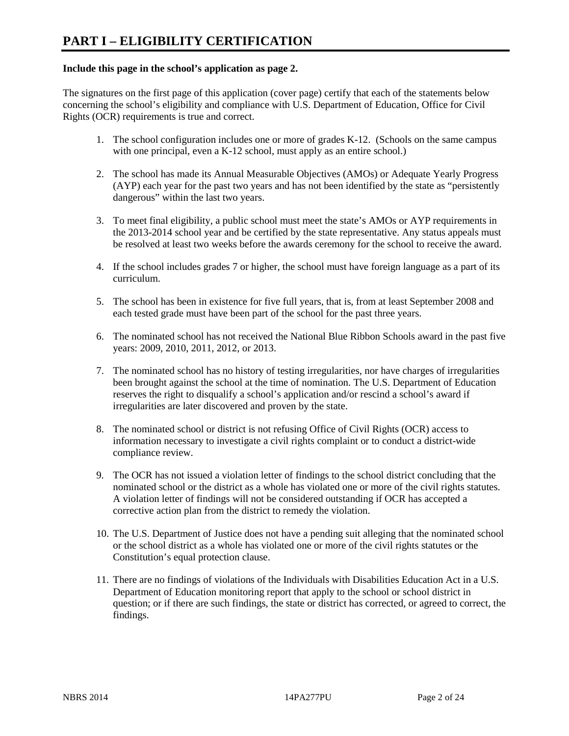# PART I – ELIGIBILITY CERTIFICATION

**Include this page in the school's application as page 2.**

The signatures on the first page of this application (cover page) certify that each of the statements below concerning the school's eligibility and compliance with U.S. Department of Education, Office for Civil Rights (OCR) requirements is true and correct.

1. The school configuration includes one or more of grades K-12. (Schools on the same campus with one principal, even a K-12 school, must apply as an entire school.)
2. The school has made its Annual Measurable Objectives (AMOs) or Adequate Yearly Progress (AYP) each year for the past two years and has not been identified by the state as "persistently dangerous" within the last two years.
3. To meet final eligibility, a public school must meet the state's AMOs or AYP requirements in the 2013-2014 school year and be certified by the state representative. Any status appeals must be resolved at least two weeks before the awards ceremony for the school to receive the award.
4. If the school includes grades 7 or higher, the school must have foreign language as a part of its curriculum.
5. The school has been in existence for five full years, that is, from at least September 2008 and each tested grade must have been part of the school for the past three years.
6. The nominated school has not received the National Blue Ribbon Schools award in the past five years: 2009, 2010, 2011, 2012, or 2013.
7. The nominated school has no history of testing irregularities, nor have charges of irregularities been brought against the school at the time of nomination. The U.S. Department of Education reserves the right to disqualify a school's application and/or rescind a school's award if irregularities are later discovered and proven by the state.
8. The nominated school or district is not refusing Office of Civil Rights (OCR) access to information necessary to investigate a civil rights complaint or to conduct a district-wide compliance review.
9. The OCR has not issued a violation letter of findings to the school district concluding that the nominated school or the district as a whole has violated one or more of the civil rights statutes. A violation letter of findings will not be considered outstanding if OCR has accepted a corrective action plan from the district to remedy the violation.
10. The U.S. Department of Justice does not have a pending suit alleging that the nominated school or the school district as a whole has violated one or more of the civil rights statutes or the Constitution's equal protection clause.
11. There are no findings of violations of the Individuals with Disabilities Education Act in a U.S. Department of Education monitoring report that apply to the school or school district in question; or if there are such findings, the state or district has corrected, or agreed to correct, the findings.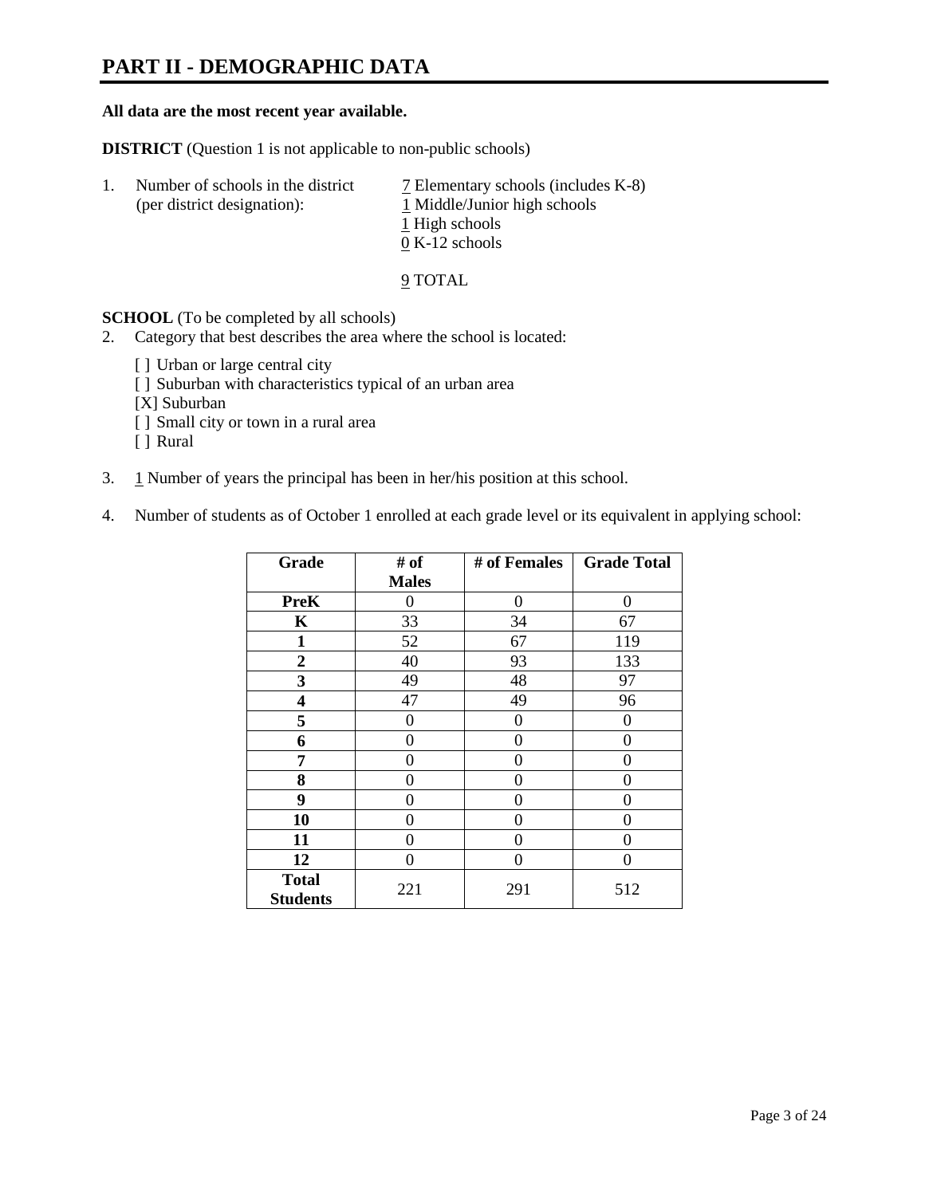# PART II - DEMOGRAPHIC DATA

**All data are the most recent year available.**

**DISTRICT** (Question 1 is not applicable to non-public schools)

1. Number of schools in the district (per district designation):
   - 7 Elementary schools (includes K-8)
   - 1 Middle/Junior high schools
   - 1 High schools
   - 0 K-12 schools

   9 TOTAL

**SCHOOL** (To be completed by all schools)

2. Category that best describes the area where the school is located:

   [ ] Urban or large central city
   [ ] Suburban with characteristics typical of an urban area
   [X] Suburban
   [ ] Small city or town in a rural area
   [ ] Rural

3. 1 Number of years the principal has been in her/his position at this school.

4. Number of students as of October 1 enrolled at each grade level or its equivalent in applying school:

| Grade | # of Males | # of Females | Grade Total |
|---|---|---|---|
| **PreK** | 0 | 0 | 0 |
| **K** | 33 | 34 | 67 |
| **1** | 52 | 67 | 119 |
| **2** | 40 | 93 | 133 |
| **3** | 49 | 48 | 97 |
| **4** | 47 | 49 | 96 |
| **5** | 0 | 0 | 0 |
| **6** | 0 | 0 | 0 |
| **7** | 0 | 0 | 0 |
| **8** | 0 | 0 | 0 |
| **9** | 0 | 0 | 0 |
| **10** | 0 | 0 | 0 |
| **11** | 0 | 0 | 0 |
| **12** | 0 | 0 | 0 |
| **Total Students** | 221 | 291 | 512 |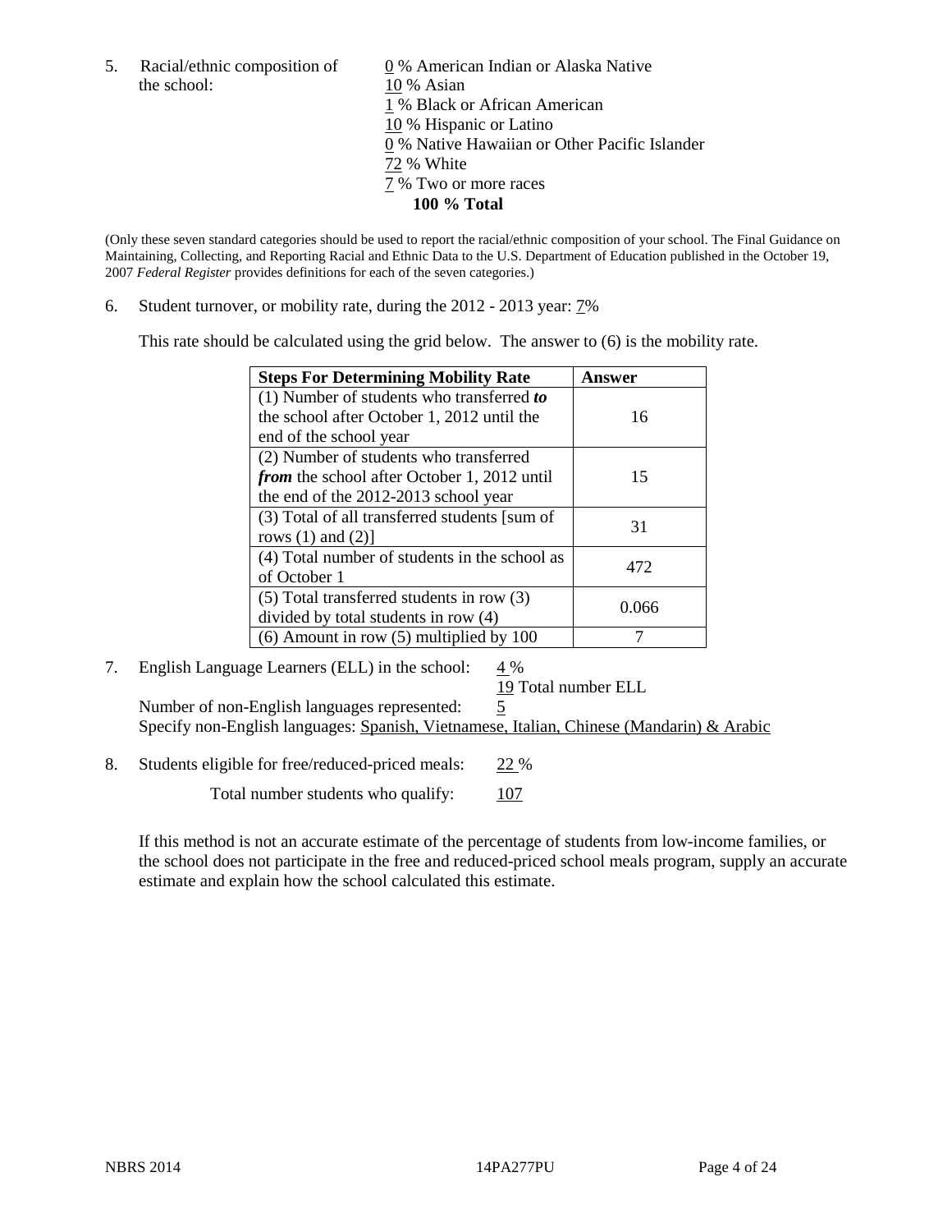5. Racial/ethnic composition of the school:

0 % American Indian or Alaska Native
10 % Asian
1 % Black or African American
10 % Hispanic or Latino
0 % Native Hawaiian or Other Pacific Islander
72 % White
7 % Two or more races
**100 % Total**

(Only these seven standard categories should be used to report the racial/ethnic composition of your school. The Final Guidance on Maintaining, Collecting, and Reporting Racial and Ethnic Data to the U.S. Department of Education published in the October 19, 2007 *Federal Register* provides definitions for each of the seven categories.)

6. Student turnover, or mobility rate, during the 2012 - 2013 year: 7%

This rate should be calculated using the grid below. The answer to (6) is the mobility rate.

| **Steps For Determining Mobility Rate** | **Answer** |
|---|---|
| (1) Number of students who transferred ***to*** the school after October 1, 2012 until the end of the school year | 16 |
| (2) Number of students who transferred ***from*** the school after October 1, 2012 until the end of the 2012-2013 school year | 15 |
| (3) Total of all transferred students [sum of rows (1) and (2)] | 31 |
| (4) Total number of students in the school as of October 1 | 472 |
| (5) Total transferred students in row (3) divided by total students in row (4) | 0.066 |
| (6) Amount in row (5) multiplied by 100 | 7 |

7. English Language Learners (ELL) in the school: 4 %

19 Total number ELL

Number of non-English languages represented: 5

Specify non-English languages: Spanish, Vietnamese, Italian, Chinese (Mandarin) & Arabic

8. Students eligible for free/reduced-priced meals: 22 %

Total number students who qualify: 107

If this method is not an accurate estimate of the percentage of students from low-income families, or the school does not participate in the free and reduced-priced school meals program, supply an accurate estimate and explain how the school calculated this estimate.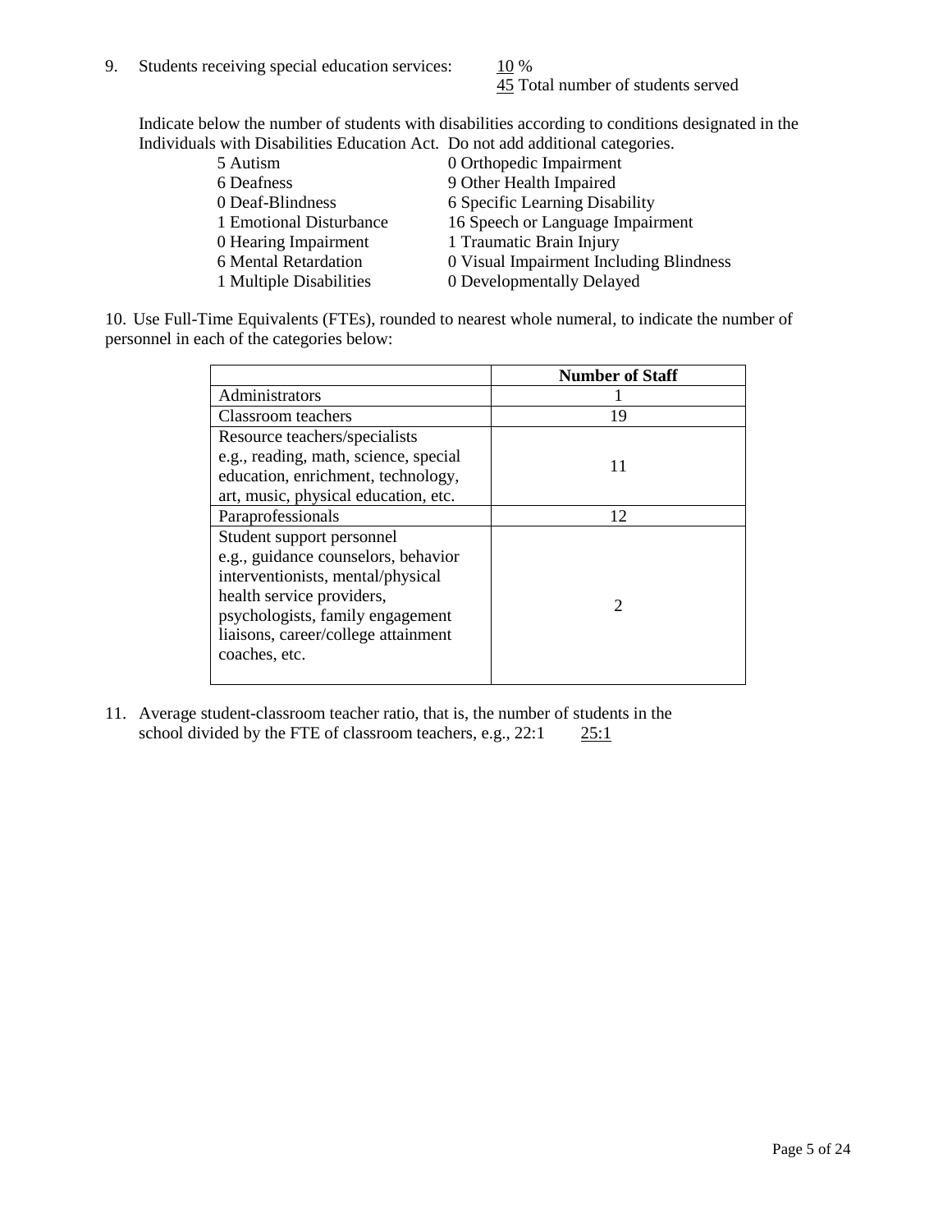9. Students receiving special education services: 10 %
   45 Total number of students served

Indicate below the number of students with disabilities according to conditions designated in the Individuals with Disabilities Education Act. Do not add additional categories.

| | |
|---|---|
| 5 Autism | 0 Orthopedic Impairment |
| 6 Deafness | 9 Other Health Impaired |
| 0 Deaf-Blindness | 6 Specific Learning Disability |
| 1 Emotional Disturbance | 16 Speech or Language Impairment |
| 0 Hearing Impairment | 1 Traumatic Brain Injury |
| 6 Mental Retardation | 0 Visual Impairment Including Blindness |
| 1 Multiple Disabilities | 0 Developmentally Delayed |

10. Use Full-Time Equivalents (FTEs), rounded to nearest whole numeral, to indicate the number of personnel in each of the categories below:

| | Number of Staff |
|---|---|
| Administrators | 1 |
| Classroom teachers | 19 |
| Resource teachers/specialists e.g., reading, math, science, special education, enrichment, technology, art, music, physical education, etc. | 11 |
| Paraprofessionals | 12 |
| Student support personnel e.g., guidance counselors, behavior interventionists, mental/physical health service providers, psychologists, family engagement liaisons, career/college attainment coaches, etc. | 2 |

11. Average student-classroom teacher ratio, that is, the number of students in the school divided by the FTE of classroom teachers, e.g., 22:1 25:1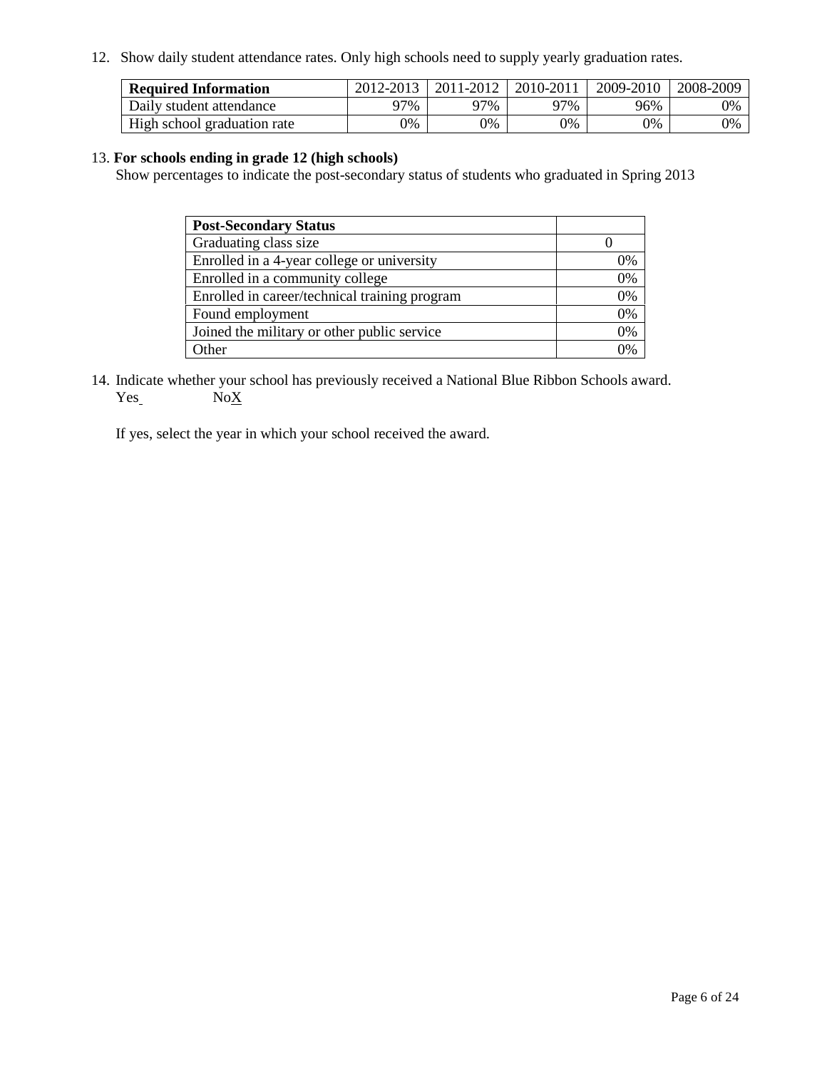12. Show daily student attendance rates. Only high schools need to supply yearly graduation rates.

| **Required Information** | 2012-2013 | 2011-2012 | 2010-2011 | 2009-2010 | 2008-2009 |
|---|---|---|---|---|---|
| Daily student attendance | 97% | 97% | 97% | 96% | 0% |
| High school graduation rate | 0% | 0% | 0% | 0% | 0% |

13. **For schools ending in grade 12 (high schools)**
Show percentages to indicate the post-secondary status of students who graduated in Spring 2013

| **Post-Secondary Status** | |
|---|---|
| Graduating class size | 0 |
| Enrolled in a 4-year college or university | 0% |
| Enrolled in a community college | 0% |
| Enrolled in career/technical training program | 0% |
| Found employment | 0% |
| Joined the military or other public service | 0% |
| Other | 0% |

14. Indicate whether your school has previously received a National Blue Ribbon Schools award.
Yes    NoX

If yes, select the year in which your school received the award.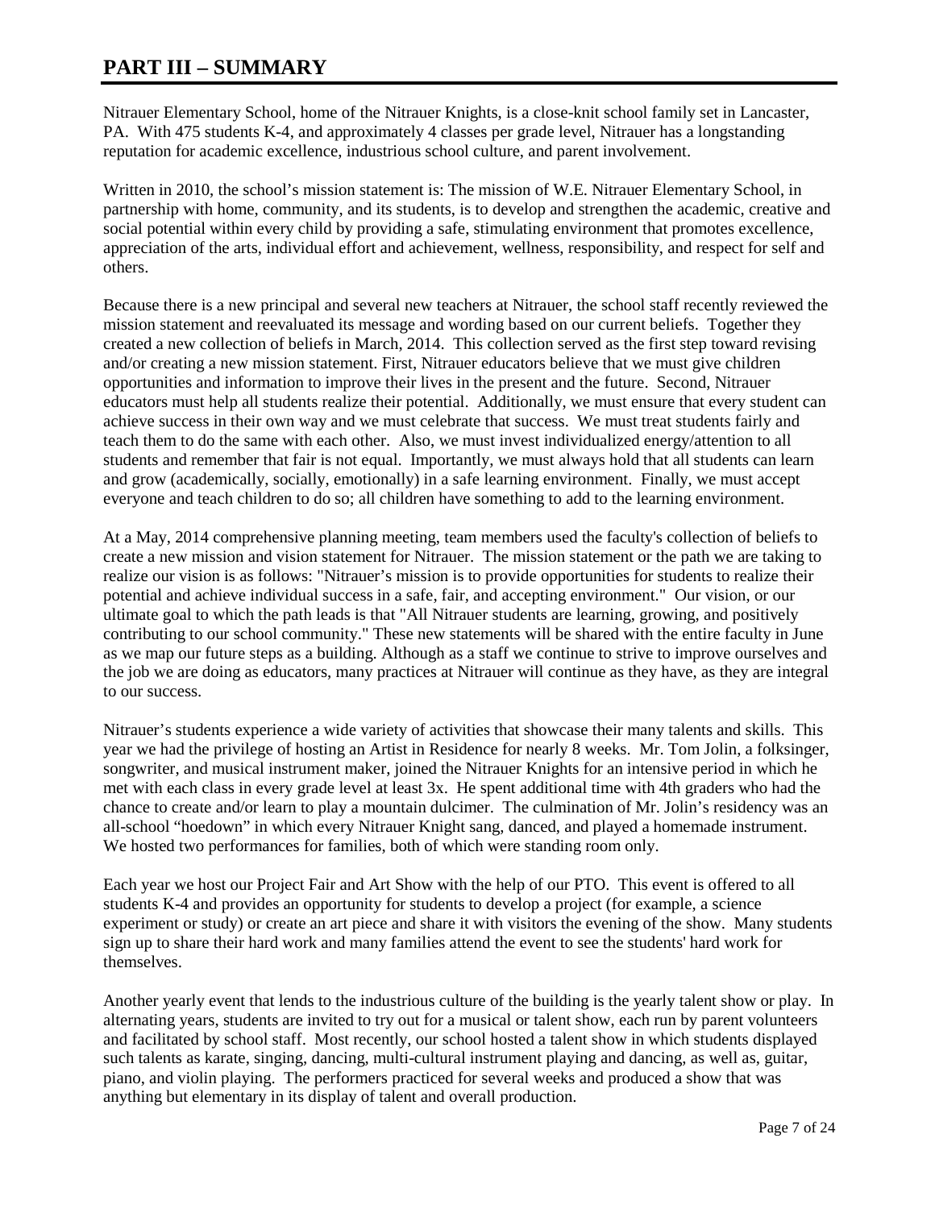# PART III – SUMMARY

Nitrauer Elementary School, home of the Nitrauer Knights, is a close-knit school family set in Lancaster, PA. With 475 students K-4, and approximately 4 classes per grade level, Nitrauer has a longstanding reputation for academic excellence, industrious school culture, and parent involvement.

Written in 2010, the school's mission statement is: The mission of W.E. Nitrauer Elementary School, in partnership with home, community, and its students, is to develop and strengthen the academic, creative and social potential within every child by providing a safe, stimulating environment that promotes excellence, appreciation of the arts, individual effort and achievement, wellness, responsibility, and respect for self and others.

Because there is a new principal and several new teachers at Nitrauer, the school staff recently reviewed the mission statement and reevaluated its message and wording based on our current beliefs. Together they created a new collection of beliefs in March, 2014. This collection served as the first step toward revising and/or creating a new mission statement. First, Nitrauer educators believe that we must give children opportunities and information to improve their lives in the present and the future. Second, Nitrauer educators must help all students realize their potential. Additionally, we must ensure that every student can achieve success in their own way and we must celebrate that success. We must treat students fairly and teach them to do the same with each other. Also, we must invest individualized energy/attention to all students and remember that fair is not equal. Importantly, we must always hold that all students can learn and grow (academically, socially, emotionally) in a safe learning environment. Finally, we must accept everyone and teach children to do so; all children have something to add to the learning environment.

At a May, 2014 comprehensive planning meeting, team members used the faculty's collection of beliefs to create a new mission and vision statement for Nitrauer. The mission statement or the path we are taking to realize our vision is as follows: "Nitrauer's mission is to provide opportunities for students to realize their potential and achieve individual success in a safe, fair, and accepting environment." Our vision, or our ultimate goal to which the path leads is that "All Nitrauer students are learning, growing, and positively contributing to our school community." These new statements will be shared with the entire faculty in June as we map our future steps as a building. Although as a staff we continue to strive to improve ourselves and the job we are doing as educators, many practices at Nitrauer will continue as they have, as they are integral to our success.

Nitrauer's students experience a wide variety of activities that showcase their many talents and skills. This year we had the privilege of hosting an Artist in Residence for nearly 8 weeks. Mr. Tom Jolin, a folksinger, songwriter, and musical instrument maker, joined the Nitrauer Knights for an intensive period in which he met with each class in every grade level at least 3x. He spent additional time with 4th graders who had the chance to create and/or learn to play a mountain dulcimer. The culmination of Mr. Jolin's residency was an all-school "hoedown" in which every Nitrauer Knight sang, danced, and played a homemade instrument. We hosted two performances for families, both of which were standing room only.

Each year we host our Project Fair and Art Show with the help of our PTO. This event is offered to all students K-4 and provides an opportunity for students to develop a project (for example, a science experiment or study) or create an art piece and share it with visitors the evening of the show. Many students sign up to share their hard work and many families attend the event to see the students' hard work for themselves.

Another yearly event that lends to the industrious culture of the building is the yearly talent show or play. In alternating years, students are invited to try out for a musical or talent show, each run by parent volunteers and facilitated by school staff. Most recently, our school hosted a talent show in which students displayed such talents as karate, singing, dancing, multi-cultural instrument playing and dancing, as well as, guitar, piano, and violin playing. The performers practiced for several weeks and produced a show that was anything but elementary in its display of talent and overall production.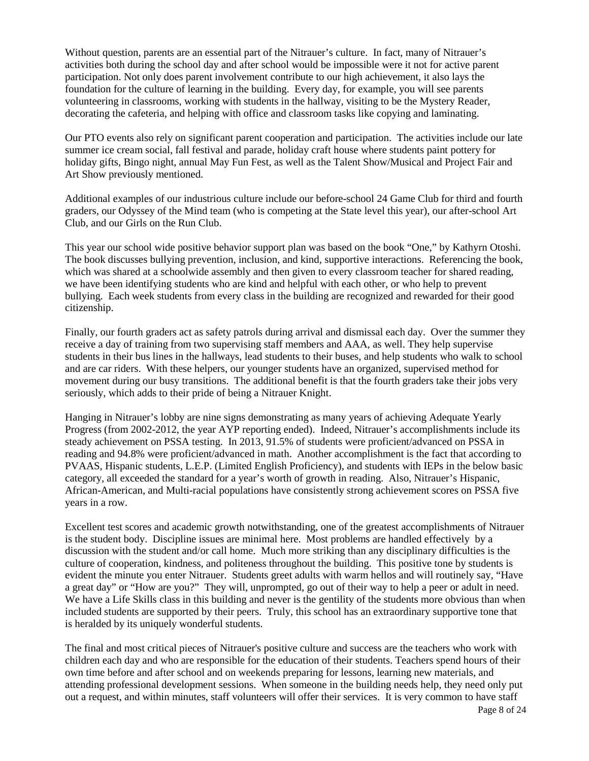Without question, parents are an essential part of the Nitrauer's culture. In fact, many of Nitrauer's activities both during the school day and after school would be impossible were it not for active parent participation. Not only does parent involvement contribute to our high achievement, it also lays the foundation for the culture of learning in the building. Every day, for example, you will see parents volunteering in classrooms, working with students in the hallway, visiting to be the Mystery Reader, decorating the cafeteria, and helping with office and classroom tasks like copying and laminating.

Our PTO events also rely on significant parent cooperation and participation. The activities include our late summer ice cream social, fall festival and parade, holiday craft house where students paint pottery for holiday gifts, Bingo night, annual May Fun Fest, as well as the Talent Show/Musical and Project Fair and Art Show previously mentioned.

Additional examples of our industrious culture include our before-school 24 Game Club for third and fourth graders, our Odyssey of the Mind team (who is competing at the State level this year), our after-school Art Club, and our Girls on the Run Club.

This year our school wide positive behavior support plan was based on the book "One," by Kathyrn Otoshi. The book discusses bullying prevention, inclusion, and kind, supportive interactions. Referencing the book, which was shared at a schoolwide assembly and then given to every classroom teacher for shared reading, we have been identifying students who are kind and helpful with each other, or who help to prevent bullying. Each week students from every class in the building are recognized and rewarded for their good citizenship.

Finally, our fourth graders act as safety patrols during arrival and dismissal each day. Over the summer they receive a day of training from two supervising staff members and AAA, as well. They help supervise students in their bus lines in the hallways, lead students to their buses, and help students who walk to school and are car riders. With these helpers, our younger students have an organized, supervised method for movement during our busy transitions. The additional benefit is that the fourth graders take their jobs very seriously, which adds to their pride of being a Nitrauer Knight.

Hanging in Nitrauer's lobby are nine signs demonstrating as many years of achieving Adequate Yearly Progress (from 2002-2012, the year AYP reporting ended). Indeed, Nitrauer's accomplishments include its steady achievement on PSSA testing. In 2013, 91.5% of students were proficient/advanced on PSSA in reading and 94.8% were proficient/advanced in math. Another accomplishment is the fact that according to PVAAS, Hispanic students, L.E.P. (Limited English Proficiency), and students with IEPs in the below basic category, all exceeded the standard for a year's worth of growth in reading. Also, Nitrauer's Hispanic, African-American, and Multi-racial populations have consistently strong achievement scores on PSSA five years in a row.

Excellent test scores and academic growth notwithstanding, one of the greatest accomplishments of Nitrauer is the student body. Discipline issues are minimal here. Most problems are handled effectively by a discussion with the student and/or call home. Much more striking than any disciplinary difficulties is the culture of cooperation, kindness, and politeness throughout the building. This positive tone by students is evident the minute you enter Nitrauer. Students greet adults with warm hellos and will routinely say, "Have a great day" or "How are you?" They will, unprompted, go out of their way to help a peer or adult in need. We have a Life Skills class in this building and never is the gentility of the students more obvious than when included students are supported by their peers. Truly, this school has an extraordinary supportive tone that is heralded by its uniquely wonderful students.

The final and most critical pieces of Nitrauer's positive culture and success are the teachers who work with children each day and who are responsible for the education of their students. Teachers spend hours of their own time before and after school and on weekends preparing for lessons, learning new materials, and attending professional development sessions. When someone in the building needs help, they need only put out a request, and within minutes, staff volunteers will offer their services. It is very common to have staff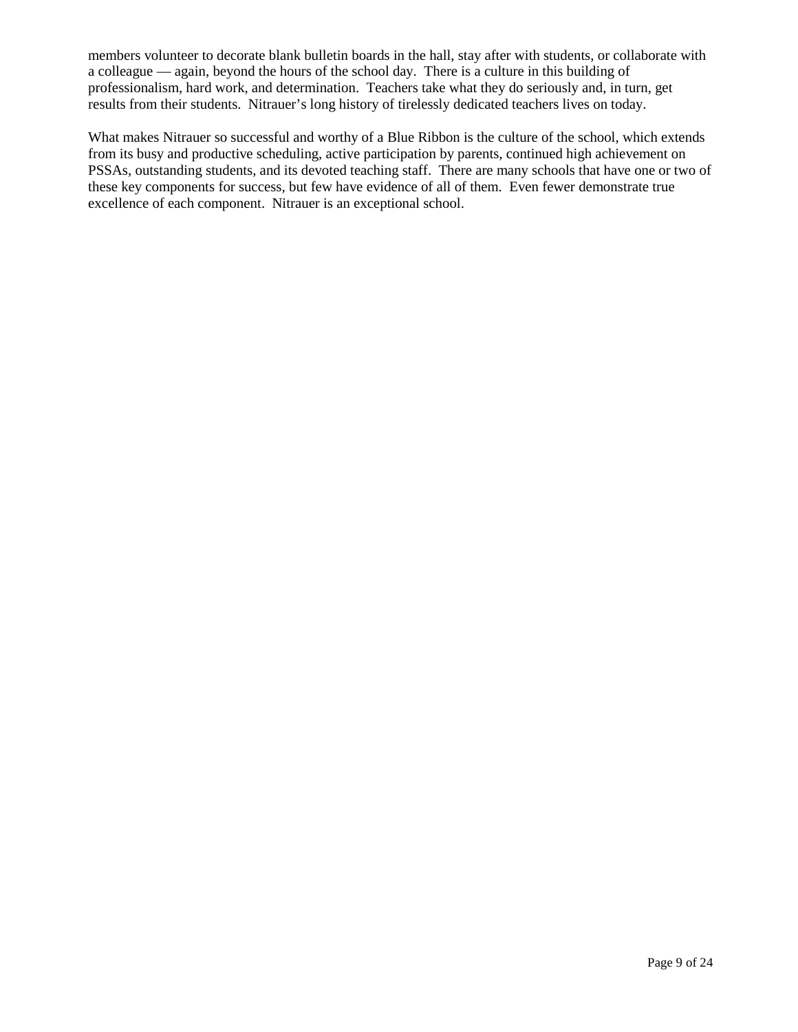members volunteer to decorate blank bulletin boards in the hall, stay after with students, or collaborate with a colleague — again, beyond the hours of the school day. There is a culture in this building of professionalism, hard work, and determination. Teachers take what they do seriously and, in turn, get results from their students. Nitrauer's long history of tirelessly dedicated teachers lives on today.

What makes Nitrauer so successful and worthy of a Blue Ribbon is the culture of the school, which extends from its busy and productive scheduling, active participation by parents, continued high achievement on PSSAs, outstanding students, and its devoted teaching staff. There are many schools that have one or two of these key components for success, but few have evidence of all of them. Even fewer demonstrate true excellence of each component. Nitrauer is an exceptional school.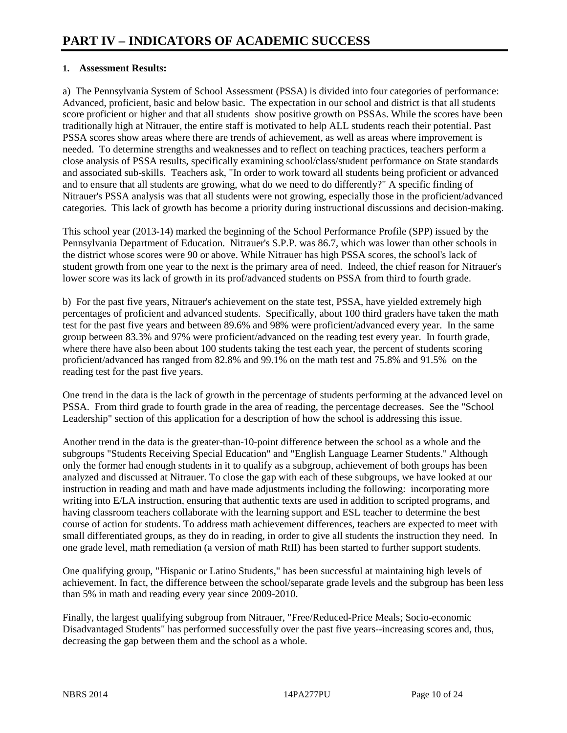# PART IV – INDICATORS OF ACADEMIC SUCCESS

**1. Assessment Results:**

a) The Pennsylvania System of School Assessment (PSSA) is divided into four categories of performance: Advanced, proficient, basic and below basic. The expectation in our school and district is that all students score proficient or higher and that all students show positive growth on PSSAs. While the scores have been traditionally high at Nitrauer, the entire staff is motivated to help ALL students reach their potential. Past PSSA scores show areas where there are trends of achievement, as well as areas where improvement is needed. To determine strengths and weaknesses and to reflect on teaching practices, teachers perform a close analysis of PSSA results, specifically examining school/class/student performance on State standards and associated sub-skills. Teachers ask, "In order to work toward all students being proficient or advanced and to ensure that all students are growing, what do we need to do differently?" A specific finding of Nitrauer's PSSA analysis was that all students were not growing, especially those in the proficient/advanced categories. This lack of growth has become a priority during instructional discussions and decision-making.

This school year (2013-14) marked the beginning of the School Performance Profile (SPP) issued by the Pennsylvania Department of Education. Nitrauer's S.P.P. was 86.7, which was lower than other schools in the district whose scores were 90 or above. While Nitrauer has high PSSA scores, the school's lack of student growth from one year to the next is the primary area of need. Indeed, the chief reason for Nitrauer's lower score was its lack of growth in its prof/advanced students on PSSA from third to fourth grade.

b) For the past five years, Nitrauer's achievement on the state test, PSSA, have yielded extremely high percentages of proficient and advanced students. Specifically, about 100 third graders have taken the math test for the past five years and between 89.6% and 98% were proficient/advanced every year. In the same group between 83.3% and 97% were proficient/advanced on the reading test every year. In fourth grade, where there have also been about 100 students taking the test each year, the percent of students scoring proficient/advanced has ranged from 82.8% and 99.1% on the math test and 75.8% and 91.5% on the reading test for the past five years.

One trend in the data is the lack of growth in the percentage of students performing at the advanced level on PSSA. From third grade to fourth grade in the area of reading, the percentage decreases. See the "School Leadership" section of this application for a description of how the school is addressing this issue.

Another trend in the data is the greater-than-10-point difference between the school as a whole and the subgroups "Students Receiving Special Education" and "English Language Learner Students." Although only the former had enough students in it to qualify as a subgroup, achievement of both groups has been analyzed and discussed at Nitrauer. To close the gap with each of these subgroups, we have looked at our instruction in reading and math and have made adjustments including the following: incorporating more writing into E/LA instruction, ensuring that authentic texts are used in addition to scripted programs, and having classroom teachers collaborate with the learning support and ESL teacher to determine the best course of action for students. To address math achievement differences, teachers are expected to meet with small differentiated groups, as they do in reading, in order to give all students the instruction they need. In one grade level, math remediation (a version of math RtII) has been started to further support students.

One qualifying group, "Hispanic or Latino Students," has been successful at maintaining high levels of achievement. In fact, the difference between the school/separate grade levels and the subgroup has been less than 5% in math and reading every year since 2009-2010.

Finally, the largest qualifying subgroup from Nitrauer, "Free/Reduced-Price Meals; Socio-economic Disadvantaged Students" has performed successfully over the past five years--increasing scores and, thus, decreasing the gap between them and the school as a whole.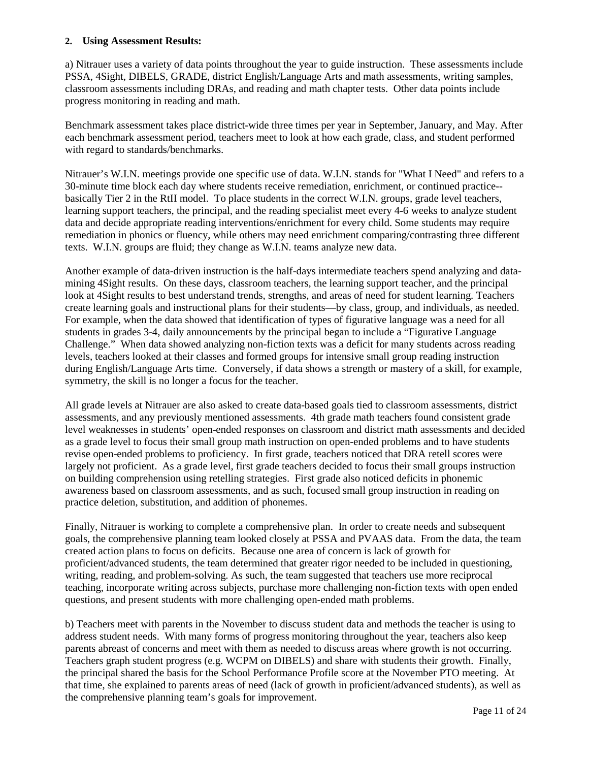**2. Using Assessment Results:**

a) Nitrauer uses a variety of data points throughout the year to guide instruction. These assessments include PSSA, 4Sight, DIBELS, GRADE, district English/Language Arts and math assessments, writing samples, classroom assessments including DRAs, and reading and math chapter tests. Other data points include progress monitoring in reading and math.

Benchmark assessment takes place district-wide three times per year in September, January, and May. After each benchmark assessment period, teachers meet to look at how each grade, class, and student performed with regard to standards/benchmarks.

Nitrauer's W.I.N. meetings provide one specific use of data. W.I.N. stands for "What I Need" and refers to a 30-minute time block each day where students receive remediation, enrichment, or continued practice--basically Tier 2 in the RtII model. To place students in the correct W.I.N. groups, grade level teachers, learning support teachers, the principal, and the reading specialist meet every 4-6 weeks to analyze student data and decide appropriate reading interventions/enrichment for every child. Some students may require remediation in phonics or fluency, while others may need enrichment comparing/contrasting three different texts. W.I.N. groups are fluid; they change as W.I.N. teams analyze new data.

Another example of data-driven instruction is the half-days intermediate teachers spend analyzing and data-mining 4Sight results. On these days, classroom teachers, the learning support teacher, and the principal look at 4Sight results to best understand trends, strengths, and areas of need for student learning. Teachers create learning goals and instructional plans for their students—by class, group, and individuals, as needed. For example, when the data showed that identification of types of figurative language was a need for all students in grades 3-4, daily announcements by the principal began to include a "Figurative Language Challenge." When data showed analyzing non-fiction texts was a deficit for many students across reading levels, teachers looked at their classes and formed groups for intensive small group reading instruction during English/Language Arts time. Conversely, if data shows a strength or mastery of a skill, for example, symmetry, the skill is no longer a focus for the teacher.

All grade levels at Nitrauer are also asked to create data-based goals tied to classroom assessments, district assessments, and any previously mentioned assessments. 4th grade math teachers found consistent grade level weaknesses in students' open-ended responses on classroom and district math assessments and decided as a grade level to focus their small group math instruction on open-ended problems and to have students revise open-ended problems to proficiency. In first grade, teachers noticed that DRA retell scores were largely not proficient. As a grade level, first grade teachers decided to focus their small groups instruction on building comprehension using retelling strategies. First grade also noticed deficits in phonemic awareness based on classroom assessments, and as such, focused small group instruction in reading on practice deletion, substitution, and addition of phonemes.

Finally, Nitrauer is working to complete a comprehensive plan. In order to create needs and subsequent goals, the comprehensive planning team looked closely at PSSA and PVAAS data. From the data, the team created action plans to focus on deficits. Because one area of concern is lack of growth for proficient/advanced students, the team determined that greater rigor needed to be included in questioning, writing, reading, and problem-solving. As such, the team suggested that teachers use more reciprocal teaching, incorporate writing across subjects, purchase more challenging non-fiction texts with open ended questions, and present students with more challenging open-ended math problems.

b) Teachers meet with parents in the November to discuss student data and methods the teacher is using to address student needs. With many forms of progress monitoring throughout the year, teachers also keep parents abreast of concerns and meet with them as needed to discuss areas where growth is not occurring. Teachers graph student progress (e.g. WCPM on DIBELS) and share with students their growth. Finally, the principal shared the basis for the School Performance Profile score at the November PTO meeting. At that time, she explained to parents areas of need (lack of growth in proficient/advanced students), as well as the comprehensive planning team's goals for improvement.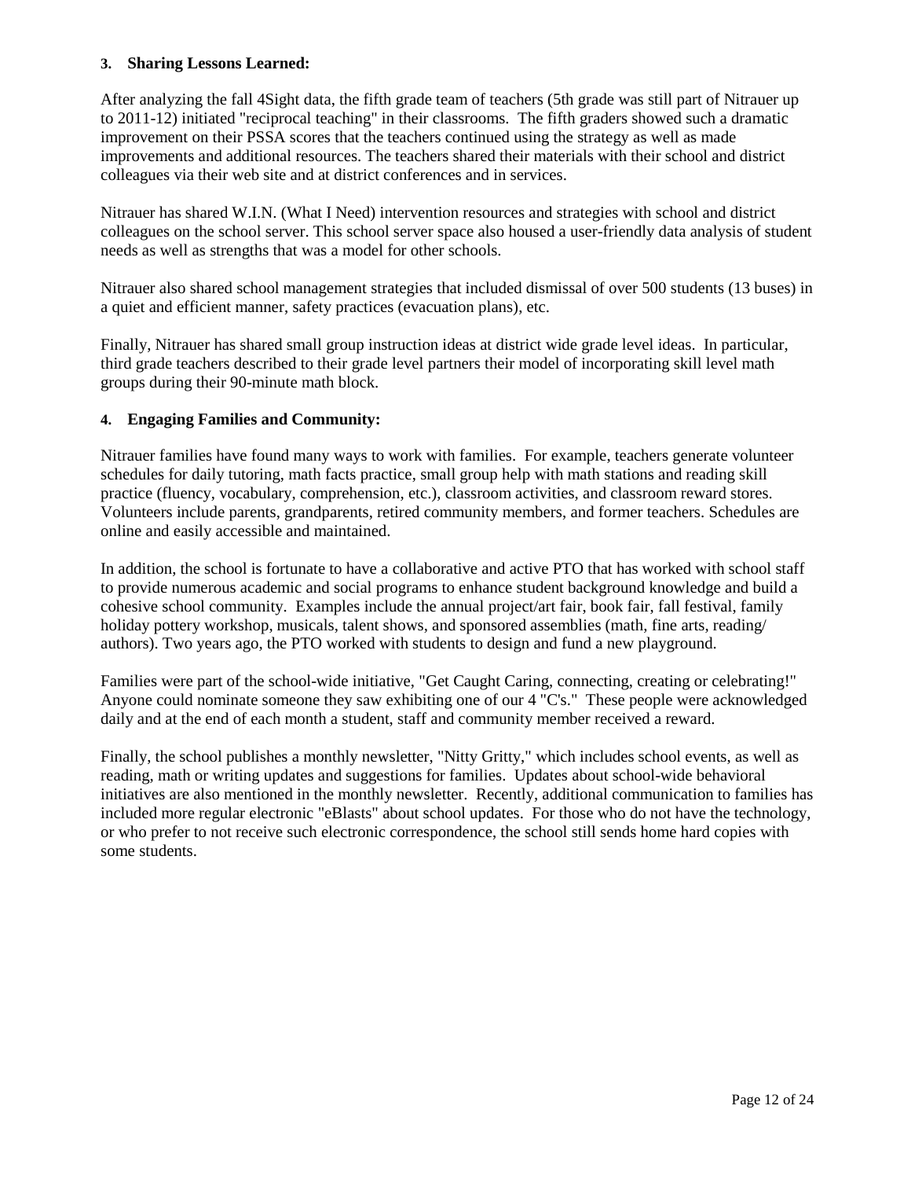### 3. Sharing Lessons Learned:

After analyzing the fall 4Sight data, the fifth grade team of teachers (5th grade was still part of Nitrauer up to 2011-12) initiated "reciprocal teaching" in their classrooms. The fifth graders showed such a dramatic improvement on their PSSA scores that the teachers continued using the strategy as well as made improvements and additional resources. The teachers shared their materials with their school and district colleagues via their web site and at district conferences and in services.

Nitrauer has shared W.I.N. (What I Need) intervention resources and strategies with school and district colleagues on the school server. This school server space also housed a user-friendly data analysis of student needs as well as strengths that was a model for other schools.

Nitrauer also shared school management strategies that included dismissal of over 500 students (13 buses) in a quiet and efficient manner, safety practices (evacuation plans), etc.

Finally, Nitrauer has shared small group instruction ideas at district wide grade level ideas. In particular, third grade teachers described to their grade level partners their model of incorporating skill level math groups during their 90-minute math block.

### 4. Engaging Families and Community:

Nitrauer families have found many ways to work with families. For example, teachers generate volunteer schedules for daily tutoring, math facts practice, small group help with math stations and reading skill practice (fluency, vocabulary, comprehension, etc.), classroom activities, and classroom reward stores. Volunteers include parents, grandparents, retired community members, and former teachers. Schedules are online and easily accessible and maintained.

In addition, the school is fortunate to have a collaborative and active PTO that has worked with school staff to provide numerous academic and social programs to enhance student background knowledge and build a cohesive school community. Examples include the annual project/art fair, book fair, fall festival, family holiday pottery workshop, musicals, talent shows, and sponsored assemblies (math, fine arts, reading/ authors). Two years ago, the PTO worked with students to design and fund a new playground.

Families were part of the school-wide initiative, "Get Caught Caring, connecting, creating or celebrating!" Anyone could nominate someone they saw exhibiting one of our 4 "C's." These people were acknowledged daily and at the end of each month a student, staff and community member received a reward.

Finally, the school publishes a monthly newsletter, "Nitty Gritty," which includes school events, as well as reading, math or writing updates and suggestions for families. Updates about school-wide behavioral initiatives are also mentioned in the monthly newsletter. Recently, additional communication to families has included more regular electronic "eBlasts" about school updates. For those who do not have the technology, or who prefer to not receive such electronic correspondence, the school still sends home hard copies with some students.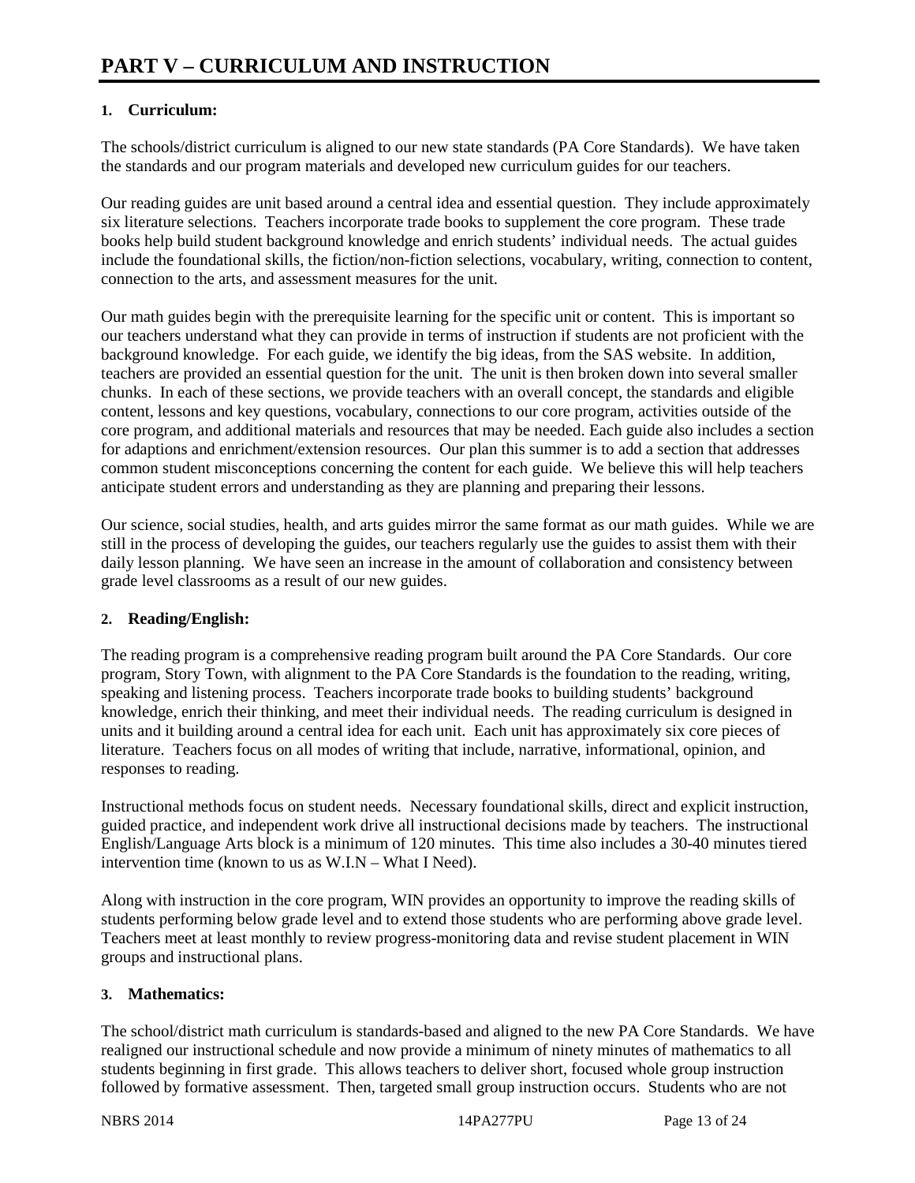# PART V – CURRICULUM AND INSTRUCTION

**1. Curriculum:**

The schools/district curriculum is aligned to our new state standards (PA Core Standards). We have taken the standards and our program materials and developed new curriculum guides for our teachers.

Our reading guides are unit based around a central idea and essential question. They include approximately six literature selections. Teachers incorporate trade books to supplement the core program. These trade books help build student background knowledge and enrich students' individual needs. The actual guides include the foundational skills, the fiction/non-fiction selections, vocabulary, writing, connection to content, connection to the arts, and assessment measures for the unit.

Our math guides begin with the prerequisite learning for the specific unit or content. This is important so our teachers understand what they can provide in terms of instruction if students are not proficient with the background knowledge. For each guide, we identify the big ideas, from the SAS website. In addition, teachers are provided an essential question for the unit. The unit is then broken down into several smaller chunks. In each of these sections, we provide teachers with an overall concept, the standards and eligible content, lessons and key questions, vocabulary, connections to our core program, activities outside of the core program, and additional materials and resources that may be needed. Each guide also includes a section for adaptions and enrichment/extension resources. Our plan this summer is to add a section that addresses common student misconceptions concerning the content for each guide. We believe this will help teachers anticipate student errors and understanding as they are planning and preparing their lessons.

Our science, social studies, health, and arts guides mirror the same format as our math guides. While we are still in the process of developing the guides, our teachers regularly use the guides to assist them with their daily lesson planning. We have seen an increase in the amount of collaboration and consistency between grade level classrooms as a result of our new guides.

**2. Reading/English:**

The reading program is a comprehensive reading program built around the PA Core Standards. Our core program, Story Town, with alignment to the PA Core Standards is the foundation to the reading, writing, speaking and listening process. Teachers incorporate trade books to building students' background knowledge, enrich their thinking, and meet their individual needs. The reading curriculum is designed in units and it building around a central idea for each unit. Each unit has approximately six core pieces of literature. Teachers focus on all modes of writing that include, narrative, informational, opinion, and responses to reading.

Instructional methods focus on student needs. Necessary foundational skills, direct and explicit instruction, guided practice, and independent work drive all instructional decisions made by teachers. The instructional English/Language Arts block is a minimum of 120 minutes. This time also includes a 30-40 minutes tiered intervention time (known to us as W.I.N – What I Need).

Along with instruction in the core program, WIN provides an opportunity to improve the reading skills of students performing below grade level and to extend those students who are performing above grade level. Teachers meet at least monthly to review progress-monitoring data and revise student placement in WIN groups and instructional plans.

**3. Mathematics:**

The school/district math curriculum is standards-based and aligned to the new PA Core Standards. We have realigned our instructional schedule and now provide a minimum of ninety minutes of mathematics to all students beginning in first grade. This allows teachers to deliver short, focused whole group instruction followed by formative assessment. Then, targeted small group instruction occurs. Students who are not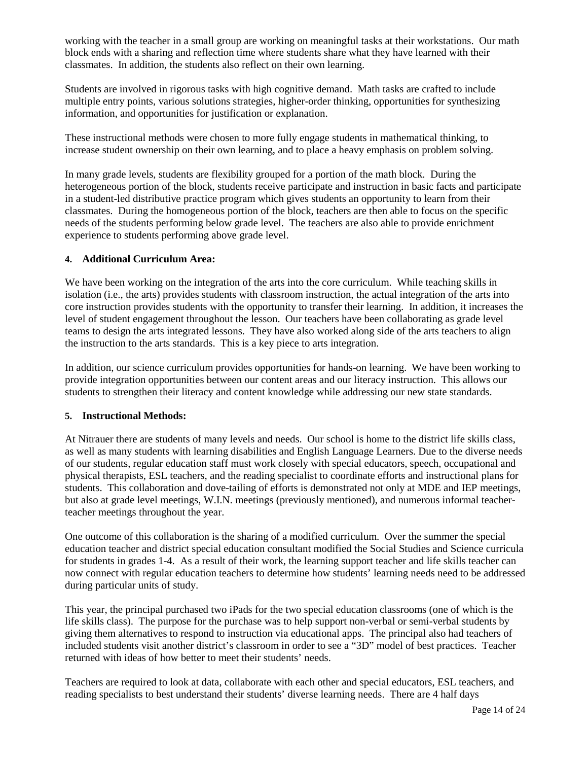working with the teacher in a small group are working on meaningful tasks at their workstations. Our math block ends with a sharing and reflection time where students share what they have learned with their classmates. In addition, the students also reflect on their own learning.

Students are involved in rigorous tasks with high cognitive demand. Math tasks are crafted to include multiple entry points, various solutions strategies, higher-order thinking, opportunities for synthesizing information, and opportunities for justification or explanation.

These instructional methods were chosen to more fully engage students in mathematical thinking, to increase student ownership on their own learning, and to place a heavy emphasis on problem solving.

In many grade levels, students are flexibility grouped for a portion of the math block. During the heterogeneous portion of the block, students receive participate and instruction in basic facts and participate in a student-led distributive practice program which gives students an opportunity to learn from their classmates. During the homogeneous portion of the block, teachers are then able to focus on the specific needs of the students performing below grade level. The teachers are also able to provide enrichment experience to students performing above grade level.

**4. Additional Curriculum Area:**

We have been working on the integration of the arts into the core curriculum. While teaching skills in isolation (i.e., the arts) provides students with classroom instruction, the actual integration of the arts into core instruction provides students with the opportunity to transfer their learning. In addition, it increases the level of student engagement throughout the lesson. Our teachers have been collaborating as grade level teams to design the arts integrated lessons. They have also worked along side of the arts teachers to align the instruction to the arts standards. This is a key piece to arts integration.

In addition, our science curriculum provides opportunities for hands-on learning. We have been working to provide integration opportunities between our content areas and our literacy instruction. This allows our students to strengthen their literacy and content knowledge while addressing our new state standards.

**5. Instructional Methods:**

At Nitrauer there are students of many levels and needs. Our school is home to the district life skills class, as well as many students with learning disabilities and English Language Learners. Due to the diverse needs of our students, regular education staff must work closely with special educators, speech, occupational and physical therapists, ESL teachers, and the reading specialist to coordinate efforts and instructional plans for students. This collaboration and dove-tailing of efforts is demonstrated not only at MDE and IEP meetings, but also at grade level meetings, W.I.N. meetings (previously mentioned), and numerous informal teacher-teacher meetings throughout the year.

One outcome of this collaboration is the sharing of a modified curriculum. Over the summer the special education teacher and district special education consultant modified the Social Studies and Science curricula for students in grades 1-4. As a result of their work, the learning support teacher and life skills teacher can now connect with regular education teachers to determine how students' learning needs need to be addressed during particular units of study.

This year, the principal purchased two iPads for the two special education classrooms (one of which is the life skills class). The purpose for the purchase was to help support non-verbal or semi-verbal students by giving them alternatives to respond to instruction via educational apps. The principal also had teachers of included students visit another district's classroom in order to see a "3D" model of best practices. Teacher returned with ideas of how better to meet their students' needs.

Teachers are required to look at data, collaborate with each other and special educators, ESL teachers, and reading specialists to best understand their students' diverse learning needs. There are 4 half days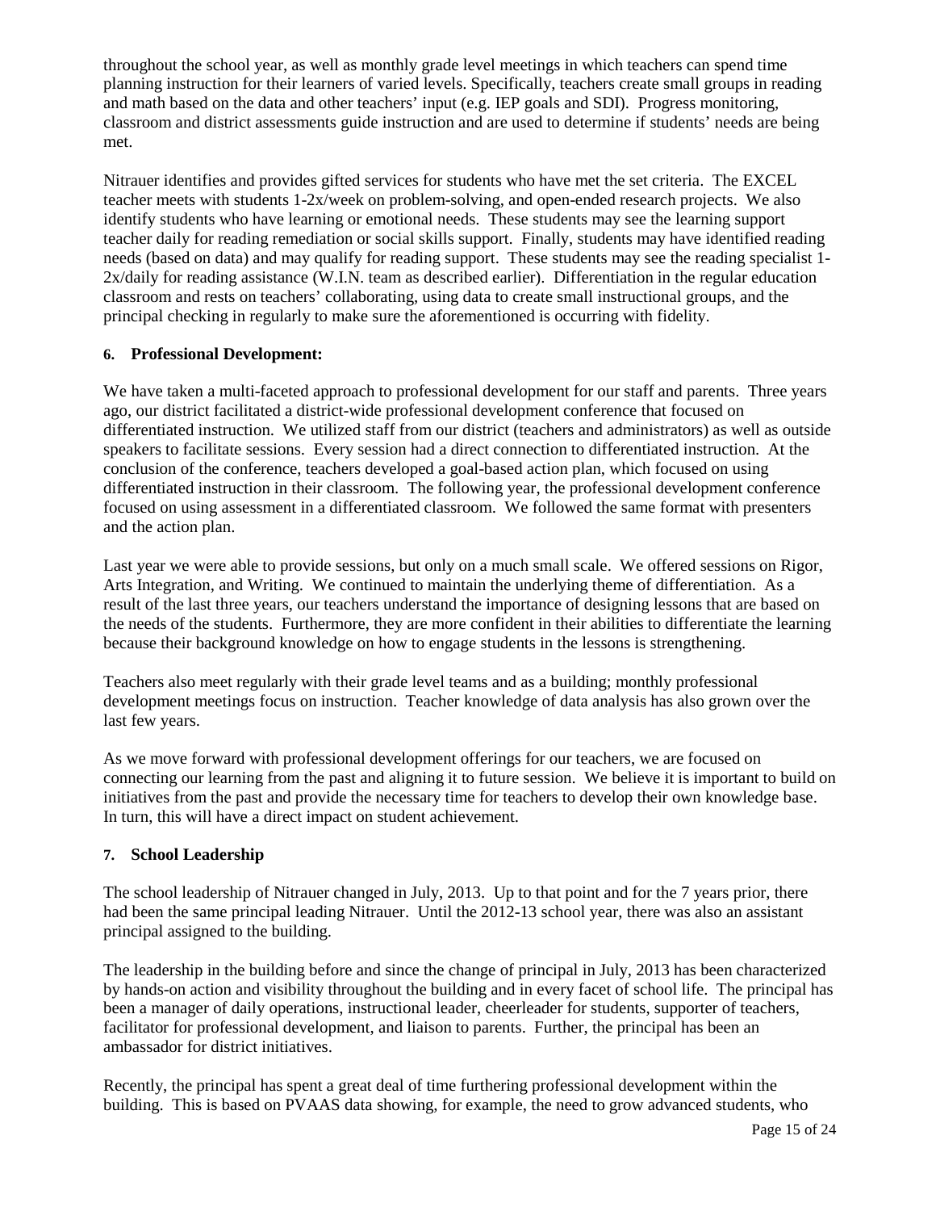throughout the school year, as well as monthly grade level meetings in which teachers can spend time planning instruction for their learners of varied levels. Specifically, teachers create small groups in reading and math based on the data and other teachers' input (e.g. IEP goals and SDI). Progress monitoring, classroom and district assessments guide instruction and are used to determine if students' needs are being met.

Nitrauer identifies and provides gifted services for students who have met the set criteria. The EXCEL teacher meets with students 1-2x/week on problem-solving, and open-ended research projects. We also identify students who have learning or emotional needs. These students may see the learning support teacher daily for reading remediation or social skills support. Finally, students may have identified reading needs (based on data) and may qualify for reading support. These students may see the reading specialist 1-2x/daily for reading assistance (W.I.N. team as described earlier). Differentiation in the regular education classroom and rests on teachers' collaborating, using data to create small instructional groups, and the principal checking in regularly to make sure the aforementioned is occurring with fidelity.

### 6. Professional Development:

We have taken a multi-faceted approach to professional development for our staff and parents. Three years ago, our district facilitated a district-wide professional development conference that focused on differentiated instruction. We utilized staff from our district (teachers and administrators) as well as outside speakers to facilitate sessions. Every session had a direct connection to differentiated instruction. At the conclusion of the conference, teachers developed a goal-based action plan, which focused on using differentiated instruction in their classroom. The following year, the professional development conference focused on using assessment in a differentiated classroom. We followed the same format with presenters and the action plan.

Last year we were able to provide sessions, but only on a much small scale. We offered sessions on Rigor, Arts Integration, and Writing. We continued to maintain the underlying theme of differentiation. As a result of the last three years, our teachers understand the importance of designing lessons that are based on the needs of the students. Furthermore, they are more confident in their abilities to differentiate the learning because their background knowledge on how to engage students in the lessons is strengthening.

Teachers also meet regularly with their grade level teams and as a building; monthly professional development meetings focus on instruction. Teacher knowledge of data analysis has also grown over the last few years.

As we move forward with professional development offerings for our teachers, we are focused on connecting our learning from the past and aligning it to future session. We believe it is important to build on initiatives from the past and provide the necessary time for teachers to develop their own knowledge base. In turn, this will have a direct impact on student achievement.

### 7. School Leadership

The school leadership of Nitrauer changed in July, 2013. Up to that point and for the 7 years prior, there had been the same principal leading Nitrauer. Until the 2012-13 school year, there was also an assistant principal assigned to the building.

The leadership in the building before and since the change of principal in July, 2013 has been characterized by hands-on action and visibility throughout the building and in every facet of school life. The principal has been a manager of daily operations, instructional leader, cheerleader for students, supporter of teachers, facilitator for professional development, and liaison to parents. Further, the principal has been an ambassador for district initiatives.

Recently, the principal has spent a great deal of time furthering professional development within the building. This is based on PVAAS data showing, for example, the need to grow advanced students, who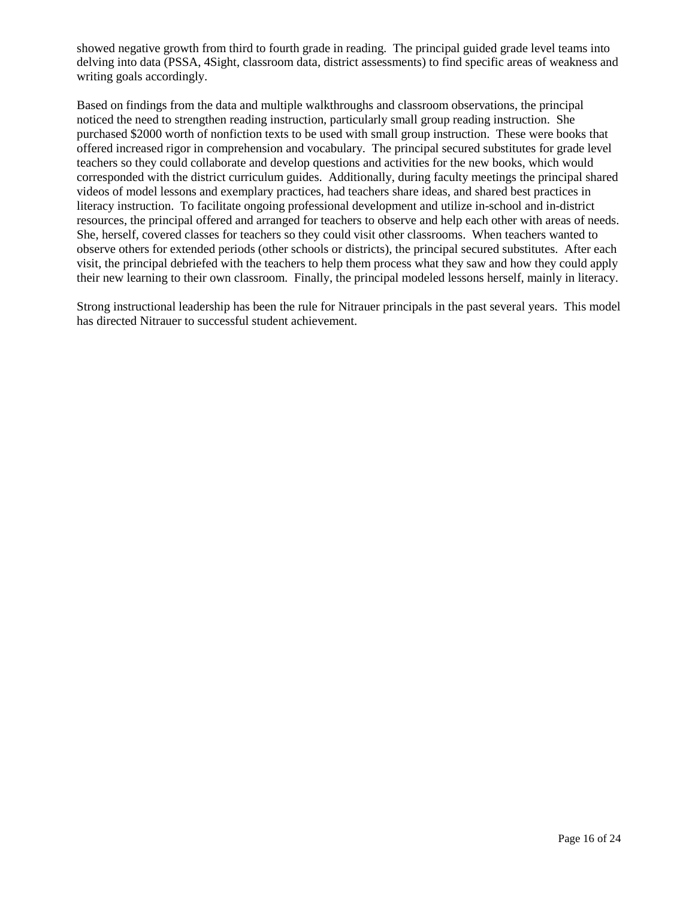showed negative growth from third to fourth grade in reading. The principal guided grade level teams into delving into data (PSSA, 4Sight, classroom data, district assessments) to find specific areas of weakness and writing goals accordingly.

Based on findings from the data and multiple walkthroughs and classroom observations, the principal noticed the need to strengthen reading instruction, particularly small group reading instruction. She purchased $2000 worth of nonfiction texts to be used with small group instruction. These were books that offered increased rigor in comprehension and vocabulary. The principal secured substitutes for grade level teachers so they could collaborate and develop questions and activities for the new books, which would corresponded with the district curriculum guides. Additionally, during faculty meetings the principal shared videos of model lessons and exemplary practices, had teachers share ideas, and shared best practices in literacy instruction. To facilitate ongoing professional development and utilize in-school and in-district resources, the principal offered and arranged for teachers to observe and help each other with areas of needs. She, herself, covered classes for teachers so they could visit other classrooms. When teachers wanted to observe others for extended periods (other schools or districts), the principal secured substitutes. After each visit, the principal debriefed with the teachers to help them process what they saw and how they could apply their new learning to their own classroom. Finally, the principal modeled lessons herself, mainly in literacy.

Strong instructional leadership has been the rule for Nitrauer principals in the past several years. This model has directed Nitrauer to successful student achievement.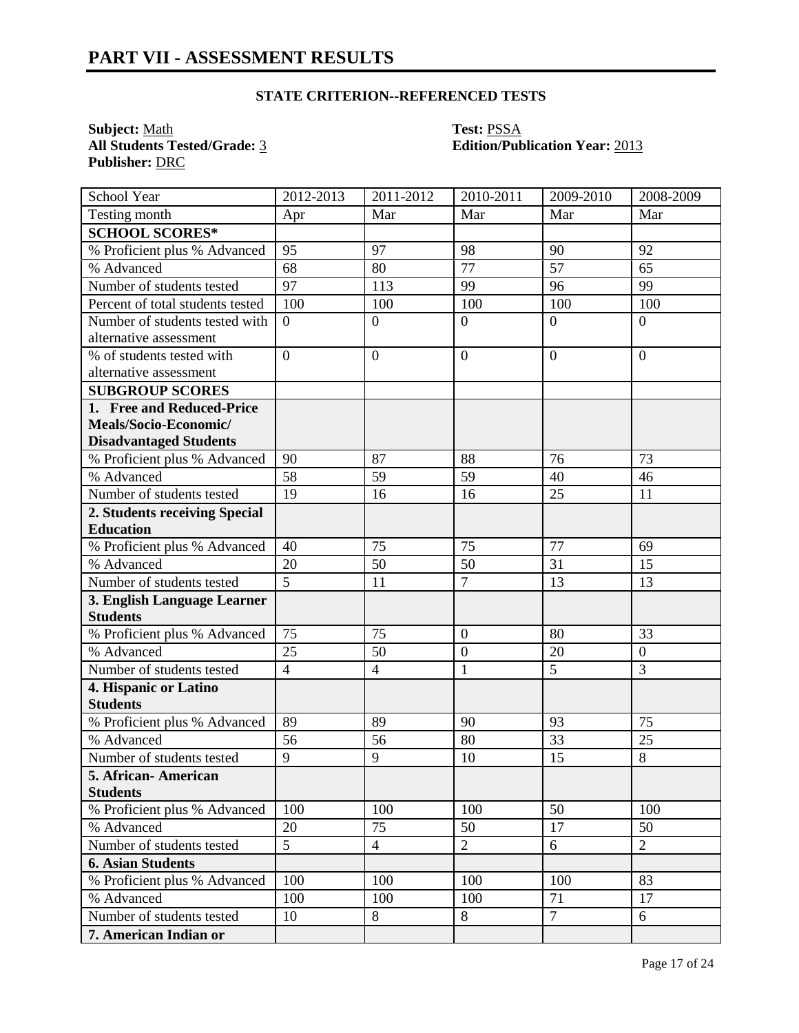# PART VII - ASSESSMENT RESULTS

**STATE CRITERION--REFERENCED TESTS**

**Subject:** Math  
**All Students Tested/Grade:** 3  
**Publisher:** DRC  
**Test:** PSSA  
**Edition/Publication Year:** 2013

| School Year | 2012-2013 | 2011-2012 | 2010-2011 | 2009-2010 | 2008-2009 |
|---|---|---|---|---|---|
| Testing month | Apr | Mar | Mar | Mar | Mar |
| **SCHOOL SCORES*** | | | | | |
| % Proficient plus % Advanced | 95 | 97 | 98 | 90 | 92 |
| % Advanced | 68 | 80 | 77 | 57 | 65 |
| Number of students tested | 97 | 113 | 99 | 96 | 99 |
| Percent of total students tested | 100 | 100 | 100 | 100 | 100 |
| Number of students tested with alternative assessment | 0 | 0 | 0 | 0 | 0 |
| % of students tested with alternative assessment | 0 | 0 | 0 | 0 | 0 |
| **SUBGROUP SCORES** | | | | | |
| **1. Free and Reduced-Price Meals/Socio-Economic/ Disadvantaged Students** | | | | | |
| % Proficient plus % Advanced | 90 | 87 | 88 | 76 | 73 |
| % Advanced | 58 | 59 | 59 | 40 | 46 |
| Number of students tested | 19 | 16 | 16 | 25 | 11 |
| **2. Students receiving Special Education** | | | | | |
| % Proficient plus % Advanced | 40 | 75 | 75 | 77 | 69 |
| % Advanced | 20 | 50 | 50 | 31 | 15 |
| Number of students tested | 5 | 11 | 7 | 13 | 13 |
| **3. English Language Learner Students** | | | | | |
| % Proficient plus % Advanced | 75 | 75 | 0 | 80 | 33 |
| % Advanced | 25 | 50 | 0 | 20 | 0 |
| Number of students tested | 4 | 4 | 1 | 5 | 3 |
| **4. Hispanic or Latino Students** | | | | | |
| % Proficient plus % Advanced | 89 | 89 | 90 | 93 | 75 |
| % Advanced | 56 | 56 | 80 | 33 | 25 |
| Number of students tested | 9 | 9 | 10 | 15 | 8 |
| **5. African- American Students** | | | | | |
| % Proficient plus % Advanced | 100 | 100 | 100 | 50 | 100 |
| % Advanced | 20 | 75 | 50 | 17 | 50 |
| Number of students tested | 5 | 4 | 2 | 6 | 2 |
| **6. Asian Students** | | | | | |
| % Proficient plus % Advanced | 100 | 100 | 100 | 100 | 83 |
| % Advanced | 100 | 100 | 100 | 71 | 17 |
| Number of students tested | 10 | 8 | 8 | 7 | 6 |
| **7. American Indian or** | | | | | |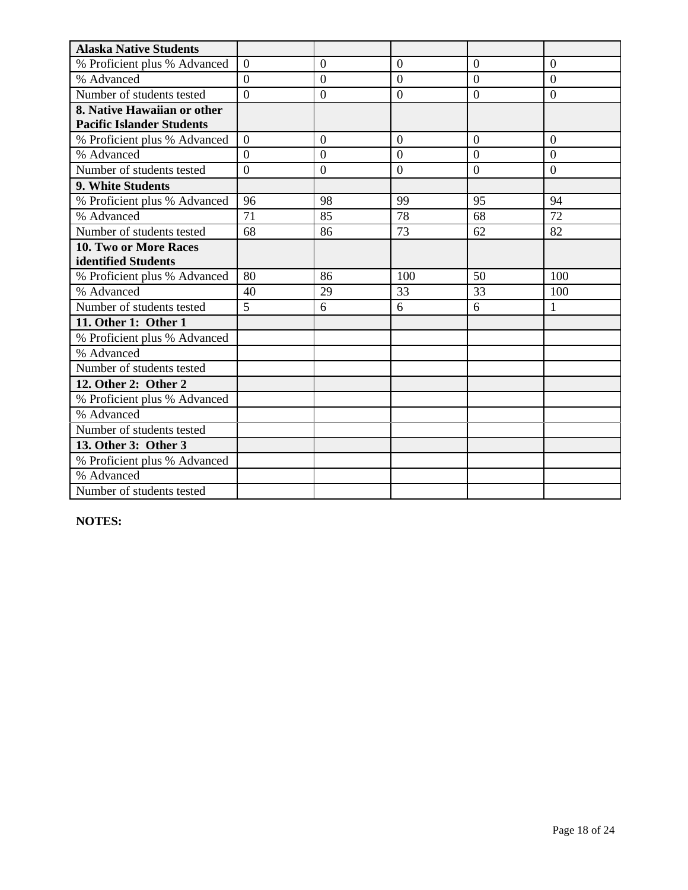| Alaska Native Students | | | | | |
|---|---|---|---|---|---|
| % Proficient plus % Advanced | 0 | 0 | 0 | 0 | 0 |
| % Advanced | 0 | 0 | 0 | 0 | 0 |
| Number of students tested | 0 | 0 | 0 | 0 | 0 |
| **8. Native Hawaiian or other Pacific Islander Students** | | | | | |
| % Proficient plus % Advanced | 0 | 0 | 0 | 0 | 0 |
| % Advanced | 0 | 0 | 0 | 0 | 0 |
| Number of students tested | 0 | 0 | 0 | 0 | 0 |
| **9. White Students** | | | | | |
| % Proficient plus % Advanced | 96 | 98 | 99 | 95 | 94 |
| % Advanced | 71 | 85 | 78 | 68 | 72 |
| Number of students tested | 68 | 86 | 73 | 62 | 82 |
| **10. Two or More Races identified Students** | | | | | |
| % Proficient plus % Advanced | 80 | 86 | 100 | 50 | 100 |
| % Advanced | 40 | 29 | 33 | 33 | 100 |
| Number of students tested | 5 | 6 | 6 | 6 | 1 |
| **11. Other 1: Other 1** | | | | | |
| % Proficient plus % Advanced | | | | | |
| % Advanced | | | | | |
| Number of students tested | | | | | |
| **12. Other 2: Other 2** | | | | | |
| % Proficient plus % Advanced | | | | | |
| % Advanced | | | | | |
| Number of students tested | | | | | |
| **13. Other 3: Other 3** | | | | | |
| % Proficient plus % Advanced | | | | | |
| % Advanced | | | | | |
| Number of students tested | | | | | |

**NOTES:**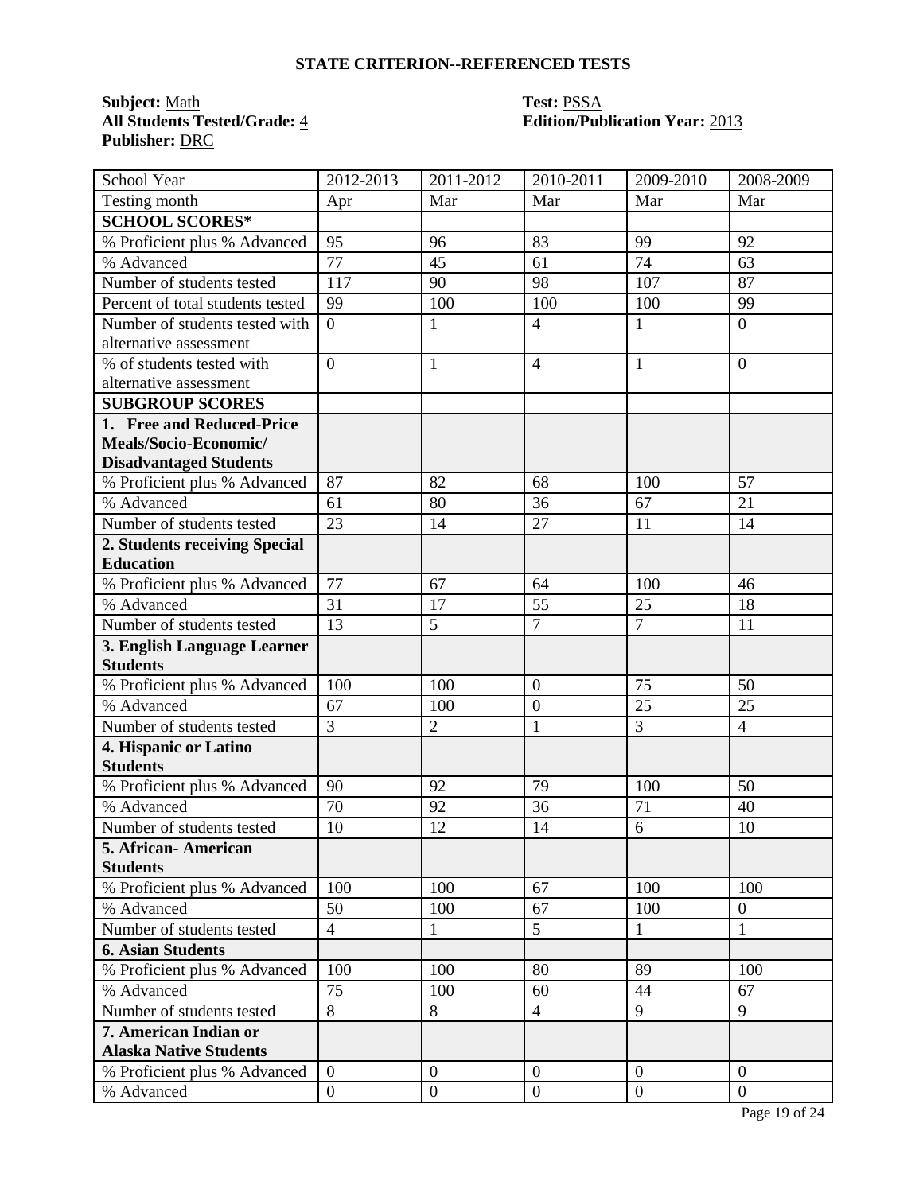## STATE CRITERION--REFERENCED TESTS

**Subject:** Math  
**All Students Tested/Grade:** 4  
**Publisher:** DRC  

**Test:** PSSA  
**Edition/Publication Year:** 2013

| School Year | 2012-2013 | 2011-2012 | 2010-2011 | 2009-2010 | 2008-2009 |
|---|---|---|---|---|---|
| Testing month | Apr | Mar | Mar | Mar | Mar |
| **SCHOOL SCORES*** | | | | | |
| % Proficient plus % Advanced | 95 | 96 | 83 | 99 | 92 |
| % Advanced | 77 | 45 | 61 | 74 | 63 |
| Number of students tested | 117 | 90 | 98 | 107 | 87 |
| Percent of total students tested | 99 | 100 | 100 | 100 | 99 |
| Number of students tested with alternative assessment | 0 | 1 | 4 | 1 | 0 |
| % of students tested with alternative assessment | 0 | 1 | 4 | 1 | 0 |
| **SUBGROUP SCORES** | | | | | |
| **1. Free and Reduced-Price Meals/Socio-Economic/ Disadvantaged Students** | | | | | |
| % Proficient plus % Advanced | 87 | 82 | 68 | 100 | 57 |
| % Advanced | 61 | 80 | 36 | 67 | 21 |
| Number of students tested | 23 | 14 | 27 | 11 | 14 |
| **2. Students receiving Special Education** | | | | | |
| % Proficient plus % Advanced | 77 | 67 | 64 | 100 | 46 |
| % Advanced | 31 | 17 | 55 | 25 | 18 |
| Number of students tested | 13 | 5 | 7 | 7 | 11 |
| **3. English Language Learner Students** | | | | | |
| % Proficient plus % Advanced | 100 | 100 | 0 | 75 | 50 |
| % Advanced | 67 | 100 | 0 | 25 | 25 |
| Number of students tested | 3 | 2 | 1 | 3 | 4 |
| **4. Hispanic or Latino Students** | | | | | |
| % Proficient plus % Advanced | 90 | 92 | 79 | 100 | 50 |
| % Advanced | 70 | 92 | 36 | 71 | 40 |
| Number of students tested | 10 | 12 | 14 | 6 | 10 |
| **5. African- American Students** | | | | | |
| % Proficient plus % Advanced | 100 | 100 | 67 | 100 | 100 |
| % Advanced | 50 | 100 | 67 | 100 | 0 |
| Number of students tested | 4 | 1 | 5 | 1 | 1 |
| **6. Asian Students** | | | | | |
| % Proficient plus % Advanced | 100 | 100 | 80 | 89 | 100 |
| % Advanced | 75 | 100 | 60 | 44 | 67 |
| Number of students tested | 8 | 8 | 4 | 9 | 9 |
| **7. American Indian or Alaska Native Students** | | | | | |
| % Proficient plus % Advanced | 0 | 0 | 0 | 0 | 0 |
| % Advanced | 0 | 0 | 0 | 0 | 0 |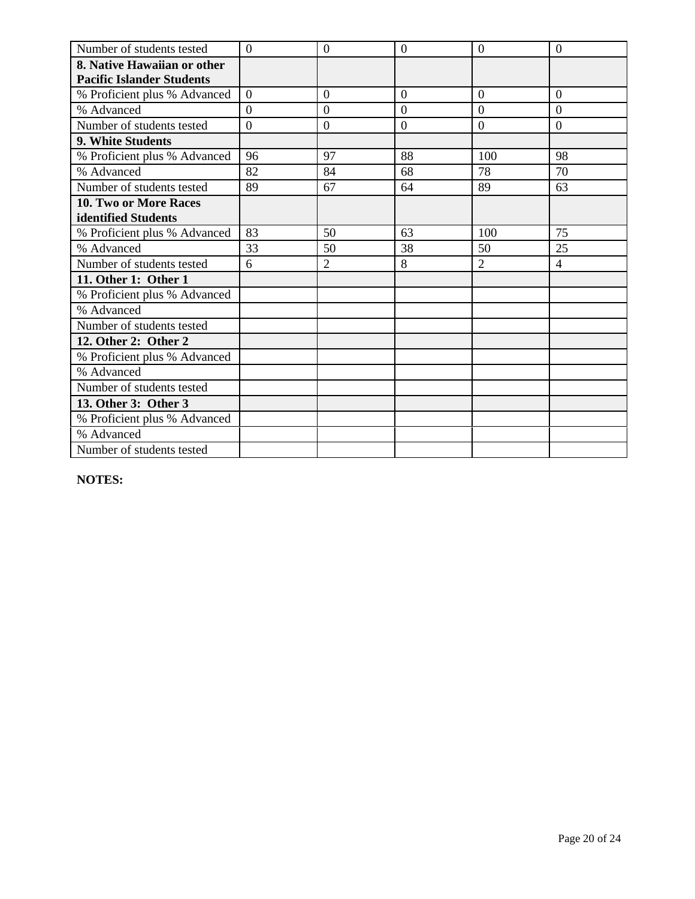| Number of students tested | 0 | 0 | 0 | 0 | 0 |
|---|---|---|---|---|---|
| **8. Native Hawaiian or other Pacific Islander Students** | | | | | |
| % Proficient plus % Advanced | 0 | 0 | 0 | 0 | 0 |
| % Advanced | 0 | 0 | 0 | 0 | 0 |
| Number of students tested | 0 | 0 | 0 | 0 | 0 |
| **9. White Students** | | | | | |
| % Proficient plus % Advanced | 96 | 97 | 88 | 100 | 98 |
| % Advanced | 82 | 84 | 68 | 78 | 70 |
| Number of students tested | 89 | 67 | 64 | 89 | 63 |
| **10. Two or More Races identified Students** | | | | | |
| % Proficient plus % Advanced | 83 | 50 | 63 | 100 | 75 |
| % Advanced | 33 | 50 | 38 | 50 | 25 |
| Number of students tested | 6 | 2 | 8 | 2 | 4 |
| **11. Other 1: Other 1** | | | | | |
| % Proficient plus % Advanced | | | | | |
| % Advanced | | | | | |
| Number of students tested | | | | | |
| **12. Other 2: Other 2** | | | | | |
| % Proficient plus % Advanced | | | | | |
| % Advanced | | | | | |
| Number of students tested | | | | | |
| **13. Other 3: Other 3** | | | | | |
| % Proficient plus % Advanced | | | | | |
| % Advanced | | | | | |
| Number of students tested | | | | | |

**NOTES:**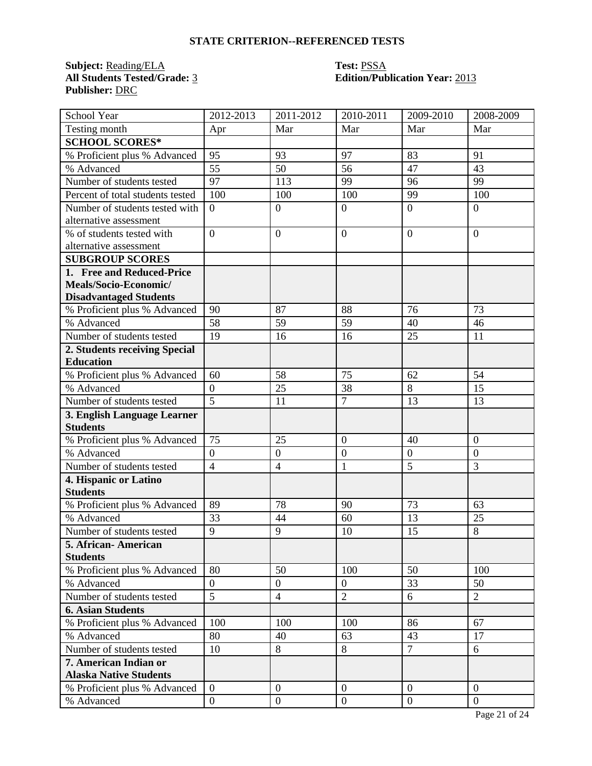## STATE CRITERION--REFERENCED TESTS

**Subject:** Reading/ELA
**All Students Tested/Grade:** 3
**Publisher:** DRC

**Test:** PSSA
**Edition/Publication Year:** 2013

| School Year | 2012-2013 | 2011-2012 | 2010-2011 | 2009-2010 | 2008-2009 |
|---|---|---|---|---|---|
| Testing month | Apr | Mar | Mar | Mar | Mar |
| **SCHOOL SCORES*** | | | | | |
| % Proficient plus % Advanced | 95 | 93 | 97 | 83 | 91 |
| % Advanced | 55 | 50 | 56 | 47 | 43 |
| Number of students tested | 97 | 113 | 99 | 96 | 99 |
| Percent of total students tested | 100 | 100 | 100 | 99 | 100 |
| Number of students tested with alternative assessment | 0 | 0 | 0 | 0 | 0 |
| % of students tested with alternative assessment | 0 | 0 | 0 | 0 | 0 |
| **SUBGROUP SCORES** | | | | | |
| **1. Free and Reduced-Price Meals/Socio-Economic/ Disadvantaged Students** | | | | | |
| % Proficient plus % Advanced | 90 | 87 | 88 | 76 | 73 |
| % Advanced | 58 | 59 | 59 | 40 | 46 |
| Number of students tested | 19 | 16 | 16 | 25 | 11 |
| **2. Students receiving Special Education** | | | | | |
| % Proficient plus % Advanced | 60 | 58 | 75 | 62 | 54 |
| % Advanced | 0 | 25 | 38 | 8 | 15 |
| Number of students tested | 5 | 11 | 7 | 13 | 13 |
| **3. English Language Learner Students** | | | | | |
| % Proficient plus % Advanced | 75 | 25 | 0 | 40 | 0 |
| % Advanced | 0 | 0 | 0 | 0 | 0 |
| Number of students tested | 4 | 4 | 1 | 5 | 3 |
| **4. Hispanic or Latino Students** | | | | | |
| % Proficient plus % Advanced | 89 | 78 | 90 | 73 | 63 |
| % Advanced | 33 | 44 | 60 | 13 | 25 |
| Number of students tested | 9 | 9 | 10 | 15 | 8 |
| **5. African- American Students** | | | | | |
| % Proficient plus % Advanced | 80 | 50 | 100 | 50 | 100 |
| % Advanced | 0 | 0 | 0 | 33 | 50 |
| Number of students tested | 5 | 4 | 2 | 6 | 2 |
| **6. Asian Students** | | | | | |
| % Proficient plus % Advanced | 100 | 100 | 100 | 86 | 67 |
| % Advanced | 80 | 40 | 63 | 43 | 17 |
| Number of students tested | 10 | 8 | 8 | 7 | 6 |
| **7. American Indian or Alaska Native Students** | | | | | |
| % Proficient plus % Advanced | 0 | 0 | 0 | 0 | 0 |
| % Advanced | 0 | 0 | 0 | 0 | 0 |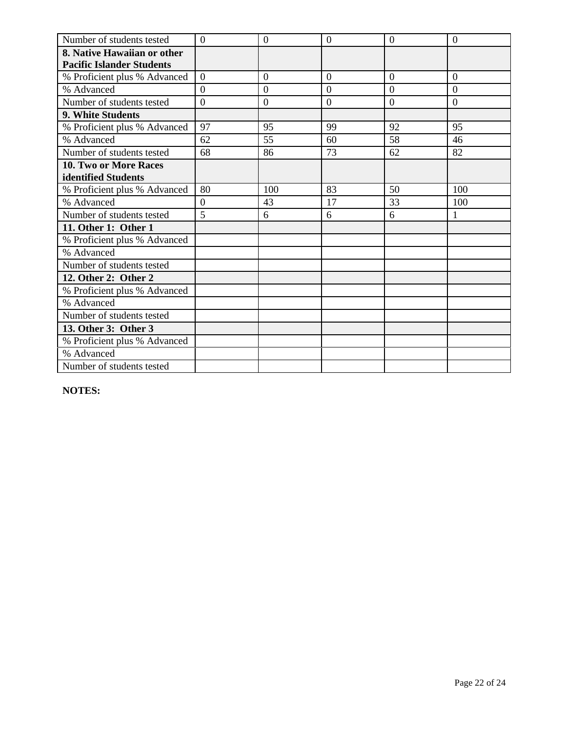| Number of students tested | 0 | 0 | 0 | 0 | 0 |
|---|---|---|---|---|---|
| **8. Native Hawaiian or other Pacific Islander Students** | | | | | |
| % Proficient plus % Advanced | 0 | 0 | 0 | 0 | 0 |
| % Advanced | 0 | 0 | 0 | 0 | 0 |
| Number of students tested | 0 | 0 | 0 | 0 | 0 |
| **9. White Students** | | | | | |
| % Proficient plus % Advanced | 97 | 95 | 99 | 92 | 95 |
| % Advanced | 62 | 55 | 60 | 58 | 46 |
| Number of students tested | 68 | 86 | 73 | 62 | 82 |
| **10. Two or More Races identified Students** | | | | | |
| % Proficient plus % Advanced | 80 | 100 | 83 | 50 | 100 |
| % Advanced | 0 | 43 | 17 | 33 | 100 |
| Number of students tested | 5 | 6 | 6 | 6 | 1 |
| **11. Other 1: Other 1** | | | | | |
| % Proficient plus % Advanced | | | | | |
| % Advanced | | | | | |
| Number of students tested | | | | | |
| **12. Other 2: Other 2** | | | | | |
| % Proficient plus % Advanced | | | | | |
| % Advanced | | | | | |
| Number of students tested | | | | | |
| **13. Other 3: Other 3** | | | | | |
| % Proficient plus % Advanced | | | | | |
| % Advanced | | | | | |
| Number of students tested | | | | | |

**NOTES:**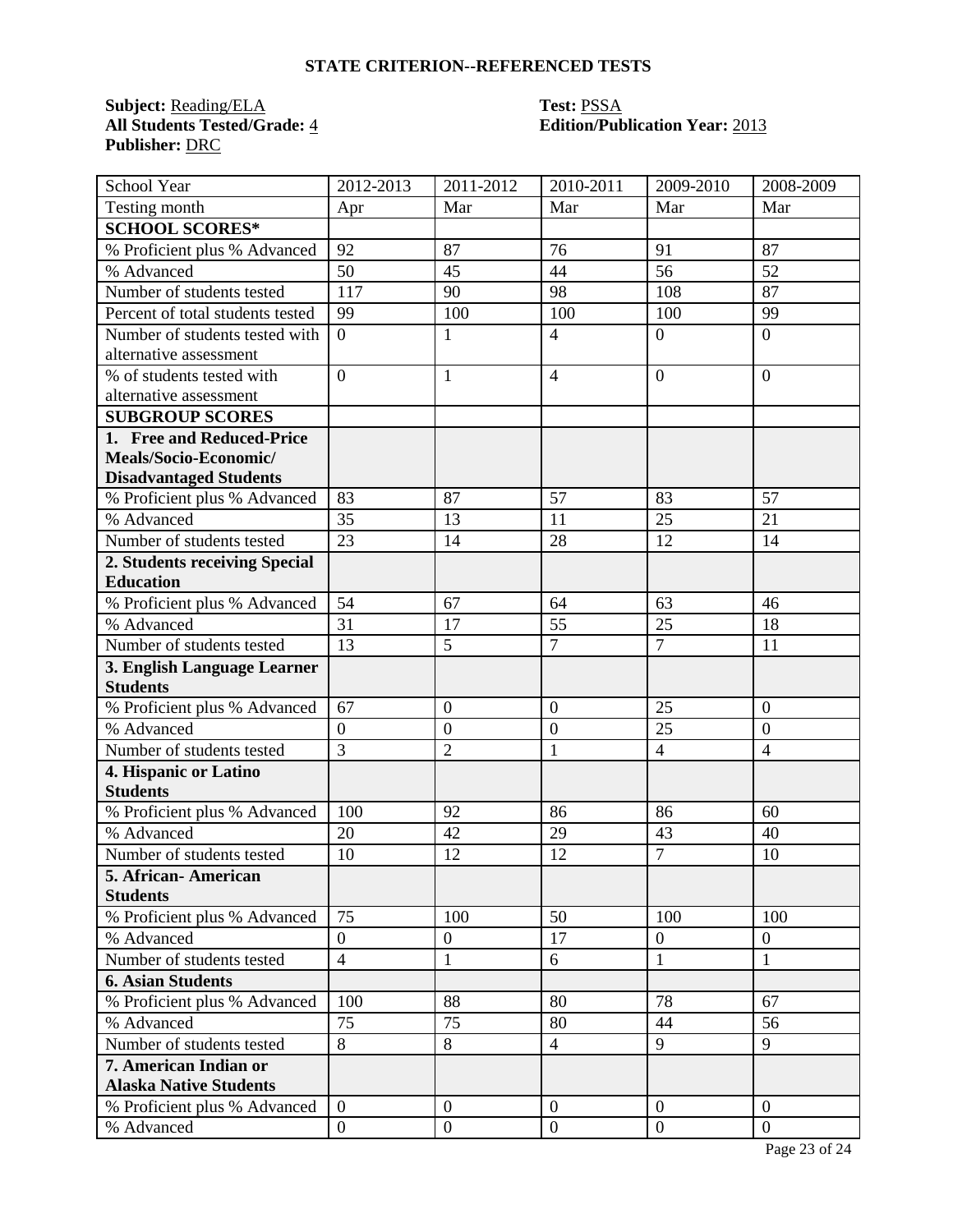## STATE CRITERION--REFERENCED TESTS

**Subject:** Reading/ELA
**All Students Tested/Grade:** 4
**Publisher:** DRC
**Test:** PSSA
**Edition/Publication Year:** 2013

| School Year | 2012-2013 | 2011-2012 | 2010-2011 | 2009-2010 | 2008-2009 |
|---|---|---|---|---|---|
| Testing month | Apr | Mar | Mar | Mar | Mar |
| **SCHOOL SCORES*** | | | | | |
| % Proficient plus % Advanced | 92 | 87 | 76 | 91 | 87 |
| % Advanced | 50 | 45 | 44 | 56 | 52 |
| Number of students tested | 117 | 90 | 98 | 108 | 87 |
| Percent of total students tested | 99 | 100 | 100 | 100 | 99 |
| Number of students tested with alternative assessment | 0 | 1 | 4 | 0 | 0 |
| % of students tested with alternative assessment | 0 | 1 | 4 | 0 | 0 |
| **SUBGROUP SCORES** | | | | | |
| **1. Free and Reduced-Price Meals/Socio-Economic/ Disadvantaged Students** | | | | | |
| % Proficient plus % Advanced | 83 | 87 | 57 | 83 | 57 |
| % Advanced | 35 | 13 | 11 | 25 | 21 |
| Number of students tested | 23 | 14 | 28 | 12 | 14 |
| **2. Students receiving Special Education** | | | | | |
| % Proficient plus % Advanced | 54 | 67 | 64 | 63 | 46 |
| % Advanced | 31 | 17 | 55 | 25 | 18 |
| Number of students tested | 13 | 5 | 7 | 7 | 11 |
| **3. English Language Learner Students** | | | | | |
| % Proficient plus % Advanced | 67 | 0 | 0 | 25 | 0 |
| % Advanced | 0 | 0 | 0 | 25 | 0 |
| Number of students tested | 3 | 2 | 1 | 4 | 4 |
| **4. Hispanic or Latino Students** | | | | | |
| % Proficient plus % Advanced | 100 | 92 | 86 | 86 | 60 |
| % Advanced | 20 | 42 | 29 | 43 | 40 |
| Number of students tested | 10 | 12 | 12 | 7 | 10 |
| **5. African- American Students** | | | | | |
| % Proficient plus % Advanced | 75 | 100 | 50 | 100 | 100 |
| % Advanced | 0 | 0 | 17 | 0 | 0 |
| Number of students tested | 4 | 1 | 6 | 1 | 1 |
| **6. Asian Students** | | | | | |
| % Proficient plus % Advanced | 100 | 88 | 80 | 78 | 67 |
| % Advanced | 75 | 75 | 80 | 44 | 56 |
| Number of students tested | 8 | 8 | 4 | 9 | 9 |
| **7. American Indian or Alaska Native Students** | | | | | |
| % Proficient plus % Advanced | 0 | 0 | 0 | 0 | 0 |
| % Advanced | 0 | 0 | 0 | 0 | 0 |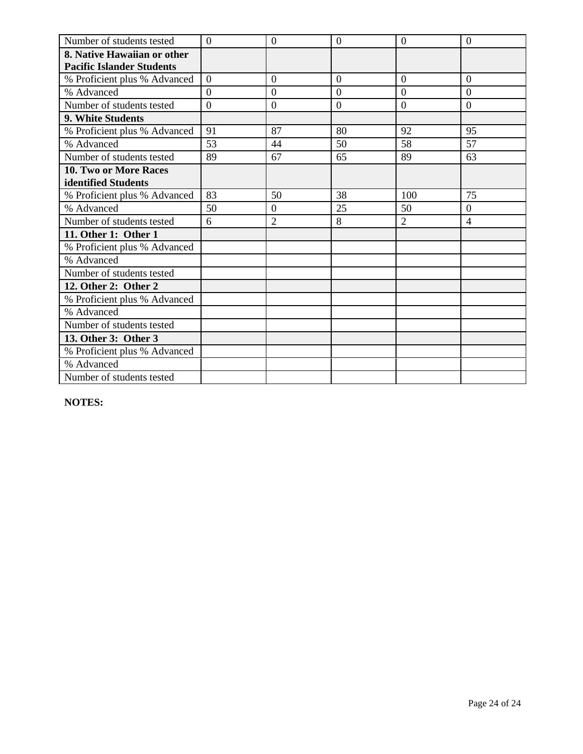| | | | | | |
|---|---|---|---|---|---|
| Number of students tested | 0 | 0 | 0 | 0 | 0 |
| **8. Native Hawaiian or other Pacific Islander Students** | | | | | |
| % Proficient plus % Advanced | 0 | 0 | 0 | 0 | 0 |
| % Advanced | 0 | 0 | 0 | 0 | 0 |
| Number of students tested | 0 | 0 | 0 | 0 | 0 |
| **9. White Students** | | | | | |
| % Proficient plus % Advanced | 91 | 87 | 80 | 92 | 95 |
| % Advanced | 53 | 44 | 50 | 58 | 57 |
| Number of students tested | 89 | 67 | 65 | 89 | 63 |
| **10. Two or More Races identified Students** | | | | | |
| % Proficient plus % Advanced | 83 | 50 | 38 | 100 | 75 |
| % Advanced | 50 | 0 | 25 | 50 | 0 |
| Number of students tested | 6 | 2 | 8 | 2 | 4 |
| **11. Other 1: Other 1** | | | | | |
| % Proficient plus % Advanced | | | | | |
| % Advanced | | | | | |
| Number of students tested | | | | | |
| **12. Other 2: Other 2** | | | | | |
| % Proficient plus % Advanced | | | | | |
| % Advanced | | | | | |
| Number of students tested | | | | | |
| **13. Other 3: Other 3** | | | | | |
| % Proficient plus % Advanced | | | | | |
| % Advanced | | | | | |
| Number of students tested | | | | | |

**NOTES:**